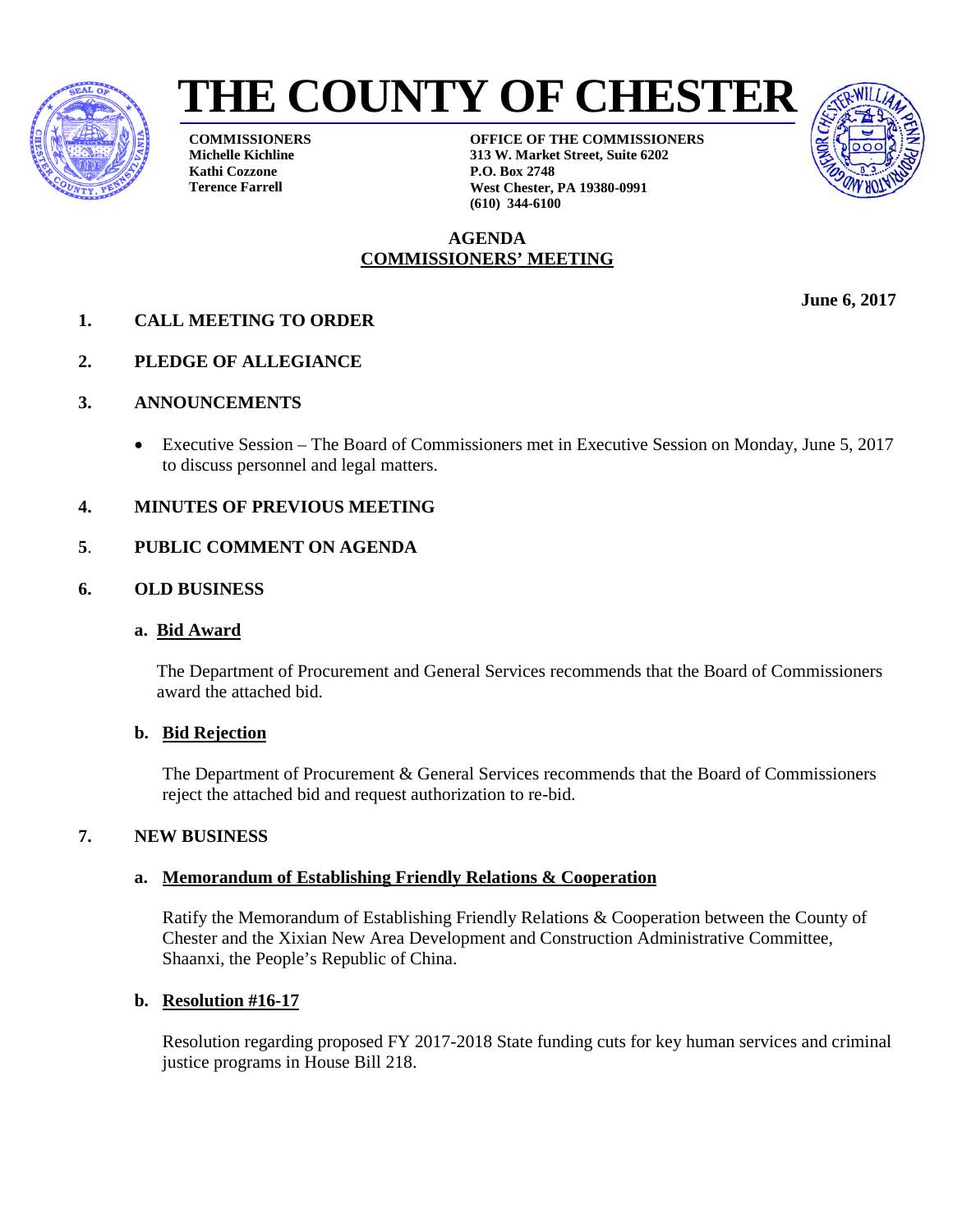# THE COUNTY OF CHESTER

**COMMISSIONERS**
**Michelle Kichline**
**Kathi Cozzone**
**Terence Farrell**

**OFFICE OF THE COMMISSIONERS**
**313 W. Market Street, Suite 6202**
**P.O. Box 2748**
**West Chester, PA 19380-0991**
**(610) 344-6100**

## AGENDA
## COMMISSIONERS' MEETING

**June 6, 2017**

**1. CALL MEETING TO ORDER**

**2. PLEDGE OF ALLEGIANCE**

**3. ANNOUNCEMENTS**

- Executive Session – The Board of Commissioners met in Executive Session on Monday, June 5, 2017 to discuss personnel and legal matters.

**4. MINUTES OF PREVIOUS MEETING**

**5. PUBLIC COMMENT ON AGENDA**

**6. OLD BUSINESS**

**a. Bid Award**

The Department of Procurement and General Services recommends that the Board of Commissioners award the attached bid.

**b. Bid Rejection**

The Department of Procurement & General Services recommends that the Board of Commissioners reject the attached bid and request authorization to re-bid.

**7. NEW BUSINESS**

**a. Memorandum of Establishing Friendly Relations & Cooperation**

Ratify the Memorandum of Establishing Friendly Relations & Cooperation between the County of Chester and the Xixian New Area Development and Construction Administrative Committee, Shaanxi, the People's Republic of China.

**b. Resolution #16-17**

Resolution regarding proposed FY 2017-2018 State funding cuts for key human services and criminal justice programs in House Bill 218.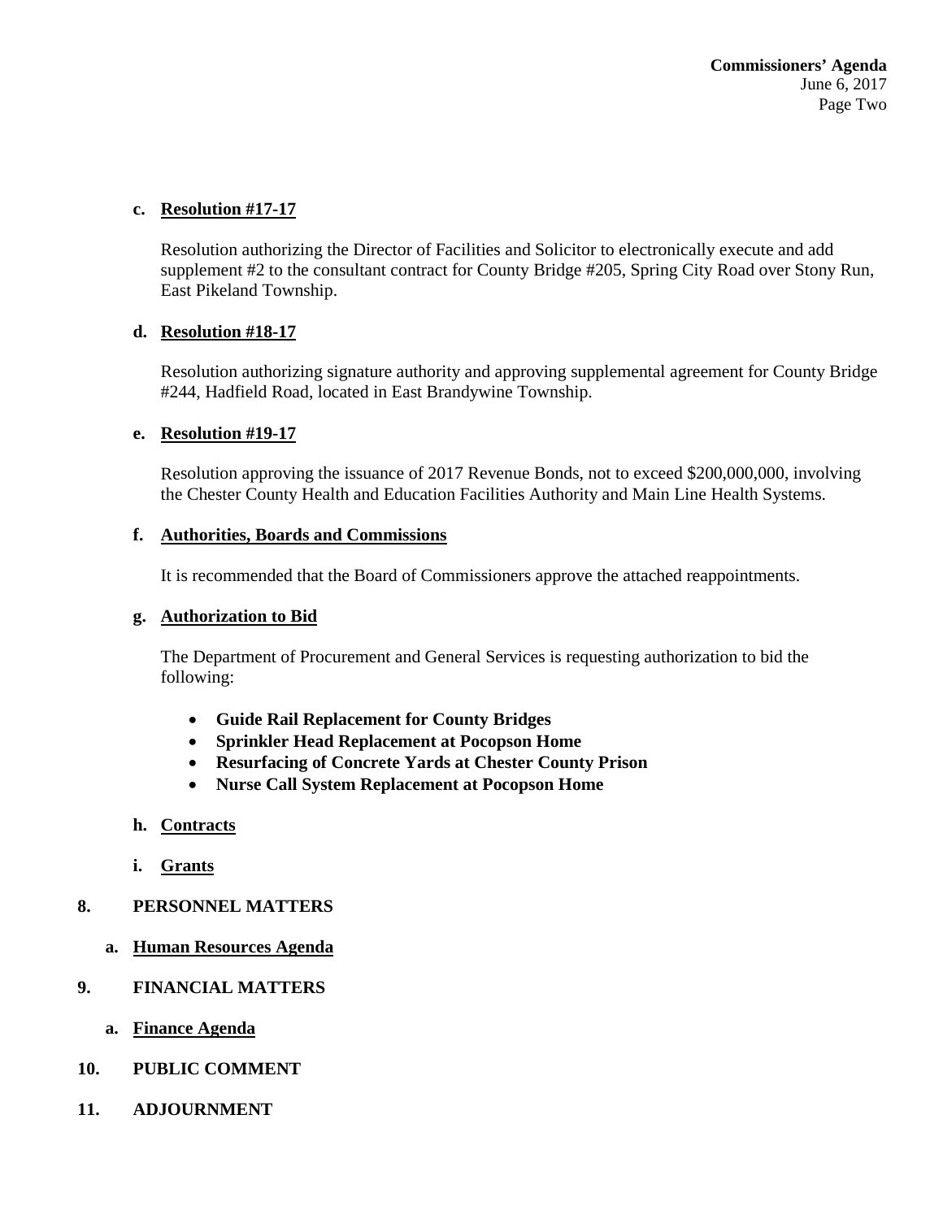**c. Resolution #17-17**

Resolution authorizing the Director of Facilities and Solicitor to electronically execute and add supplement #2 to the consultant contract for County Bridge #205, Spring City Road over Stony Run, East Pikeland Township.

**d. Resolution #18-17**

Resolution authorizing signature authority and approving supplemental agreement for County Bridge #244, Hadfield Road, located in East Brandywine Township.

**e. Resolution #19-17**

Resolution approving the issuance of 2017 Revenue Bonds, not to exceed $200,000,000, involving the Chester County Health and Education Facilities Authority and Main Line Health Systems.

**f. Authorities, Boards and Commissions**

It is recommended that the Board of Commissioners approve the attached reappointments.

**g. Authorization to Bid**

The Department of Procurement and General Services is requesting authorization to bid the following:

- **Guide Rail Replacement for County Bridges**
- **Sprinkler Head Replacement at Pocopson Home**
- **Resurfacing of Concrete Yards at Chester County Prison**
- **Nurse Call System Replacement at Pocopson Home**

**h. Contracts**

**i. Grants**

**8. PERSONNEL MATTERS**

**a. Human Resources Agenda**

**9. FINANCIAL MATTERS**

**a. Finance Agenda**

**10. PUBLIC COMMENT**

**11. ADJOURNMENT**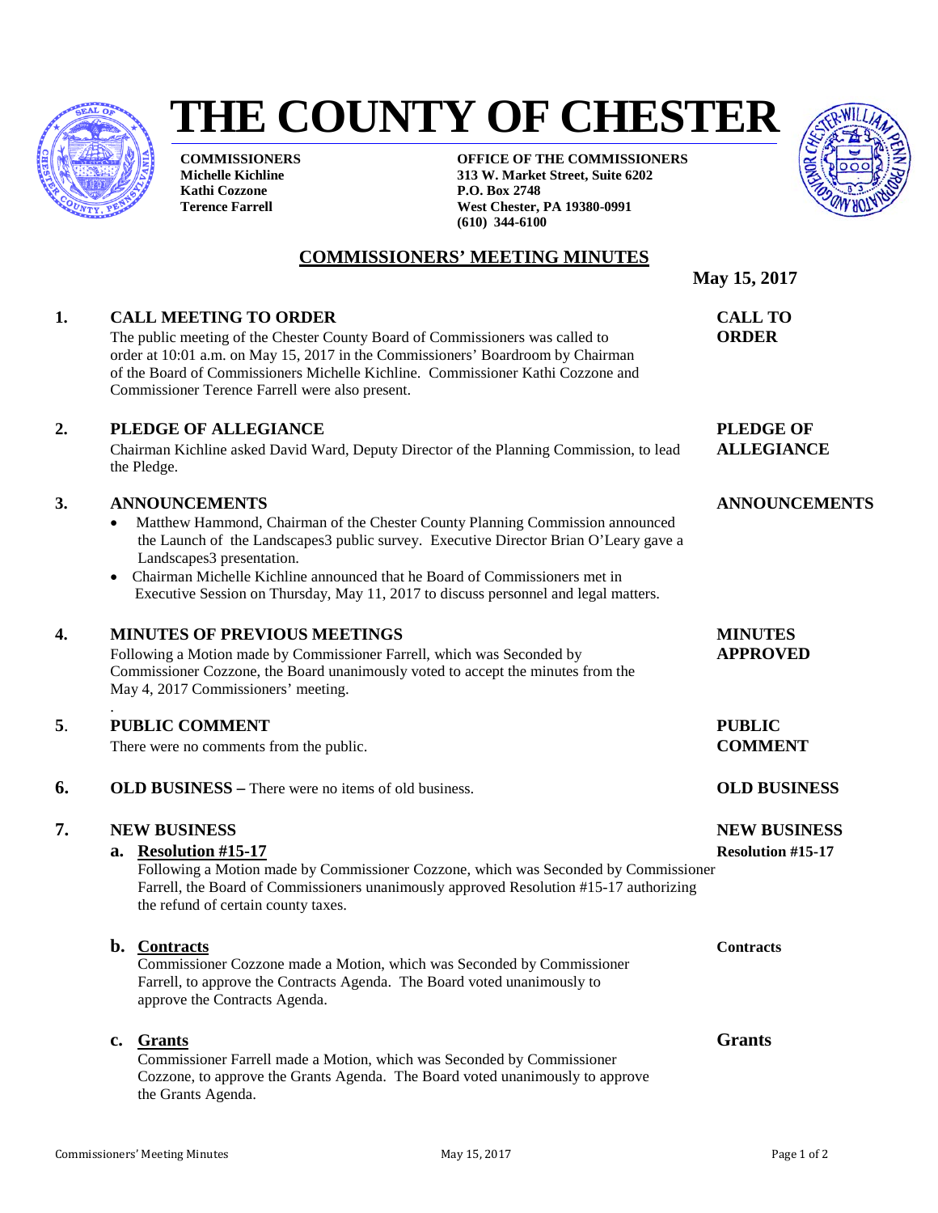# THE COUNTY OF CHESTER

**COMMISSIONERS**
**Michelle Kichline**
**Kathi Cozzone**
**Terence Farrell**

**OFFICE OF THE COMMISSIONERS**
**313 W. Market Street, Suite 6202**
**P.O. Box 2748**
**West Chester, PA 19380-0991**
**(610) 344-6100**

## COMMISSIONERS' MEETING MINUTES

**May 15, 2017**

**1. CALL MEETING TO ORDER** — **CALL TO ORDER**

The public meeting of the Chester County Board of Commissioners was called to order at 10:01 a.m. on May 15, 2017 in the Commissioners' Boardroom by Chairman of the Board of Commissioners Michelle Kichline. Commissioner Kathi Cozzone and Commissioner Terence Farrell were also present.

**2. PLEDGE OF ALLEGIANCE** — **PLEDGE OF ALLEGIANCE**

Chairman Kichline asked David Ward, Deputy Director of the Planning Commission, to lead the Pledge.

**3. ANNOUNCEMENTS** — **ANNOUNCEMENTS**

- Matthew Hammond, Chairman of the Chester County Planning Commission announced the Launch of the Landscapes3 public survey. Executive Director Brian O'Leary gave a Landscapes3 presentation.
- Chairman Michelle Kichline announced that he Board of Commissioners met in Executive Session on Thursday, May 11, 2017 to discuss personnel and legal matters.

**4. MINUTES OF PREVIOUS MEETINGS** — **MINUTES APPROVED**

Following a Motion made by Commissioner Farrell, which was Seconded by Commissioner Cozzone, the Board unanimously voted to accept the minutes from the May 4, 2017 Commissioners' meeting.

**5. PUBLIC COMMENT** — **PUBLIC COMMENT**

There were no comments from the public.

**6. OLD BUSINESS** – There were no items of old business. — **OLD BUSINESS**

**7. NEW BUSINESS** — **NEW BUSINESS**

**a. Resolution #15-17** — **Resolution #15-17**

Following a Motion made by Commissioner Cozzone, which was Seconded by Commissioner Farrell, the Board of Commissioners unanimously approved Resolution #15-17 authorizing the refund of certain county taxes.

**b. Contracts** — **Contracts**

Commissioner Cozzone made a Motion, which was Seconded by Commissioner Farrell, to approve the Contracts Agenda. The Board voted unanimously to approve the Contracts Agenda.

**c. Grants** — **Grants**

Commissioner Farrell made a Motion, which was Seconded by Commissioner Cozzone, to approve the Grants Agenda. The Board voted unanimously to approve the Grants Agenda.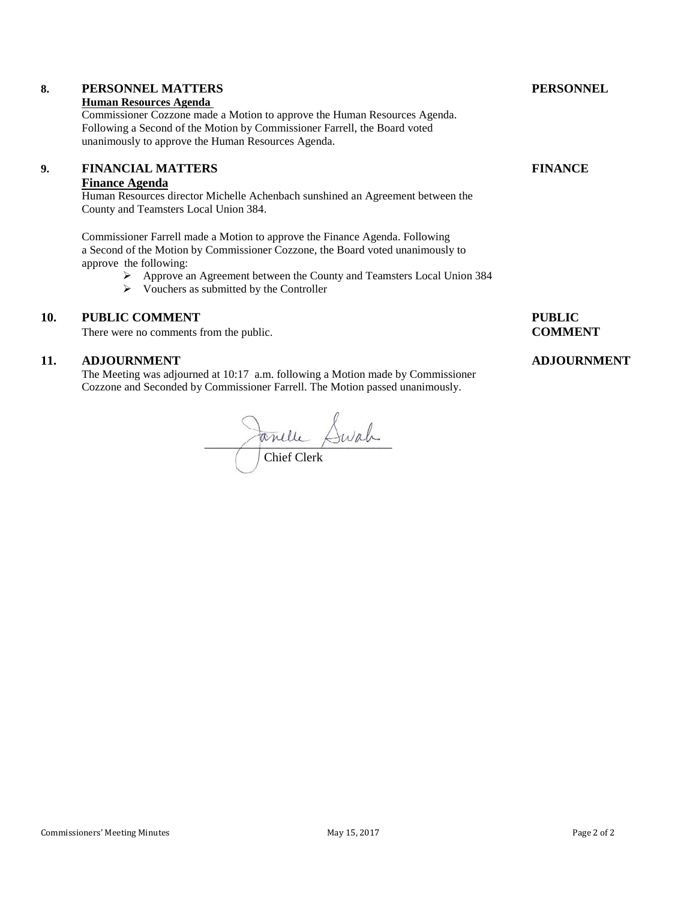## 8. PERSONNEL MATTERS — PERSONNEL

**Human Resources Agenda**

Commissioner Cozzone made a Motion to approve the Human Resources Agenda. Following a Second of the Motion by Commissioner Farrell, the Board voted unanimously to approve the Human Resources Agenda.

## 9. FINANCIAL MATTERS — FINANCE

**Finance Agenda**

Human Resources director Michelle Achenbach sunshined an Agreement between the County and Teamsters Local Union 384.

Commissioner Farrell made a Motion to approve the Finance Agenda. Following a Second of the Motion by Commissioner Cozzone, the Board voted unanimously to approve the following:

- Approve an Agreement between the County and Teamsters Local Union 384
- Vouchers as submitted by the Controller

## 10. PUBLIC COMMENT — PUBLIC COMMENT

There were no comments from the public.

## 11. ADJOURNMENT — ADJOURNMENT

The Meeting was adjourned at 10:17 a.m. following a Motion made by Commissioner Cozzone and Seconded by Commissioner Farrell. The Motion passed unanimously.

Janelle Swab

Chief Clerk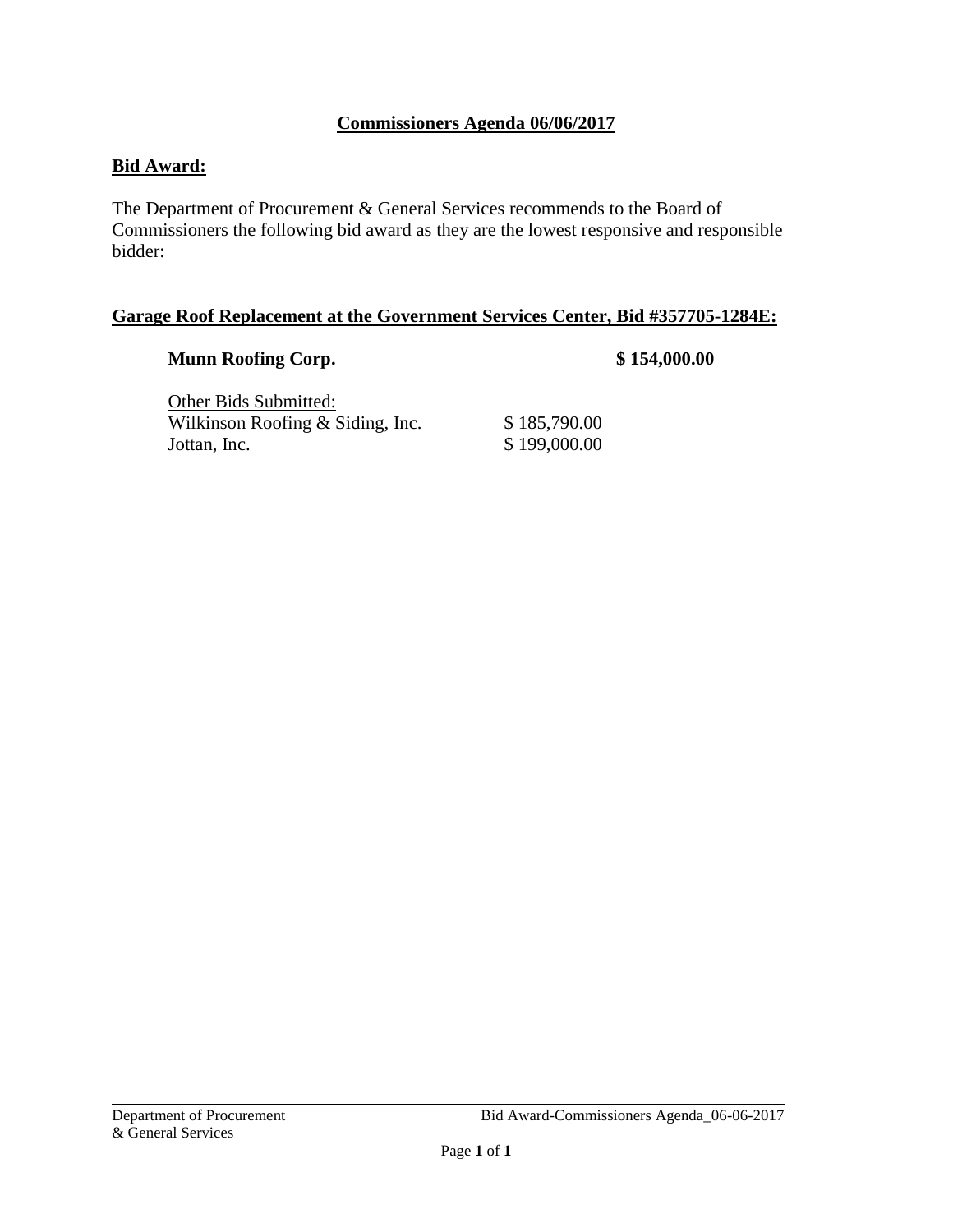**Commissioners Agenda 06/06/2017**

**Bid Award:**

The Department of Procurement & General Services recommends to the Board of Commissioners the following bid award as they are the lowest responsive and responsible bidder:

**Garage Roof Replacement at the Government Services Center, Bid #357705-1284E:**

**Munn Roofing Corp.** **$ 154,000.00**

Other Bids Submitted:

| | |
|---|---|
| Wilkinson Roofing & Siding, Inc. | $ 185,790.00 |
| Jottan, Inc. | $ 199,000.00 |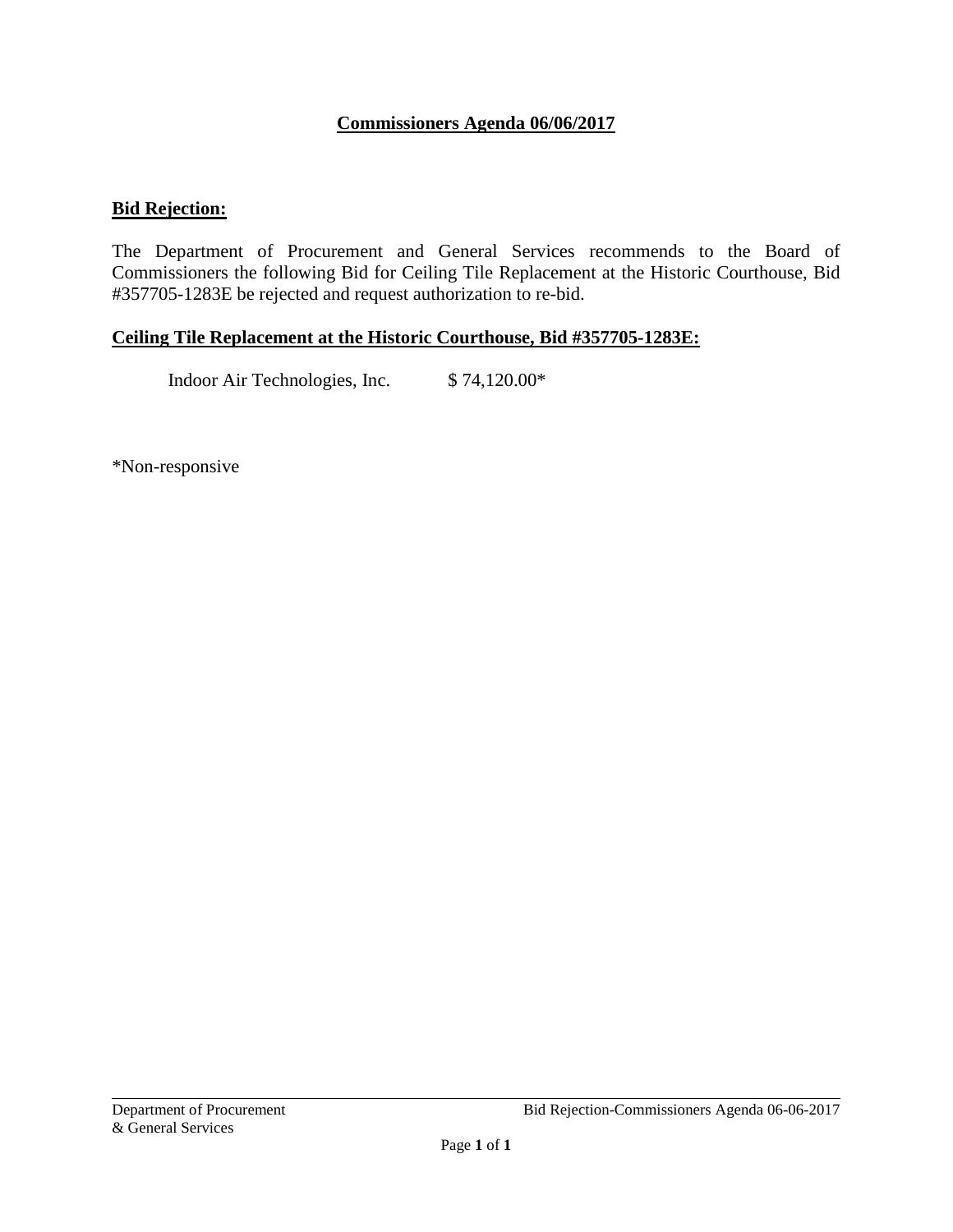## Commissioners Agenda 06/06/2017

**Bid Rejection:**

The Department of Procurement and General Services recommends to the Board of Commissioners the following Bid for Ceiling Tile Replacement at the Historic Courthouse, Bid #357705-1283E be rejected and request authorization to re-bid.

**Ceiling Tile Replacement at the Historic Courthouse, Bid #357705-1283E:**

| | |
|---|---|
| Indoor Air Technologies, Inc. | $ 74,120.00* |

*Non-responsive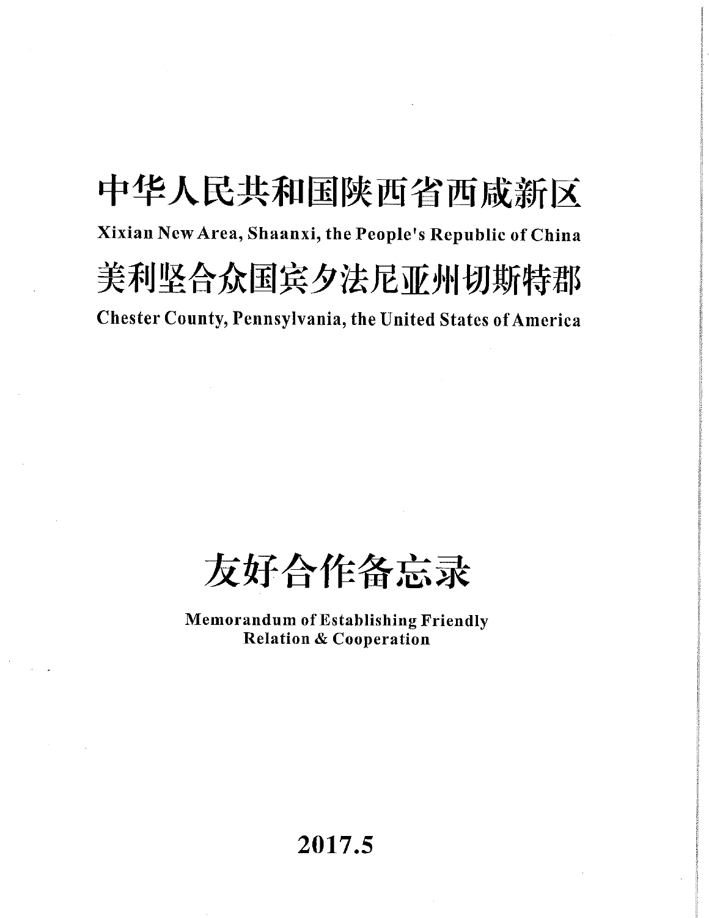# 中华人民共和国陕西省西咸新区

**Xixian New Area, Shaanxi, the People's Republic of China**

# 美利坚合众国宾夕法尼亚州切斯特郡

**Chester County, Pennsylvania, the United States of America**

# 友好合作备忘录

**Memorandum of Establishing Friendly Relation & Cooperation**

**2017.5**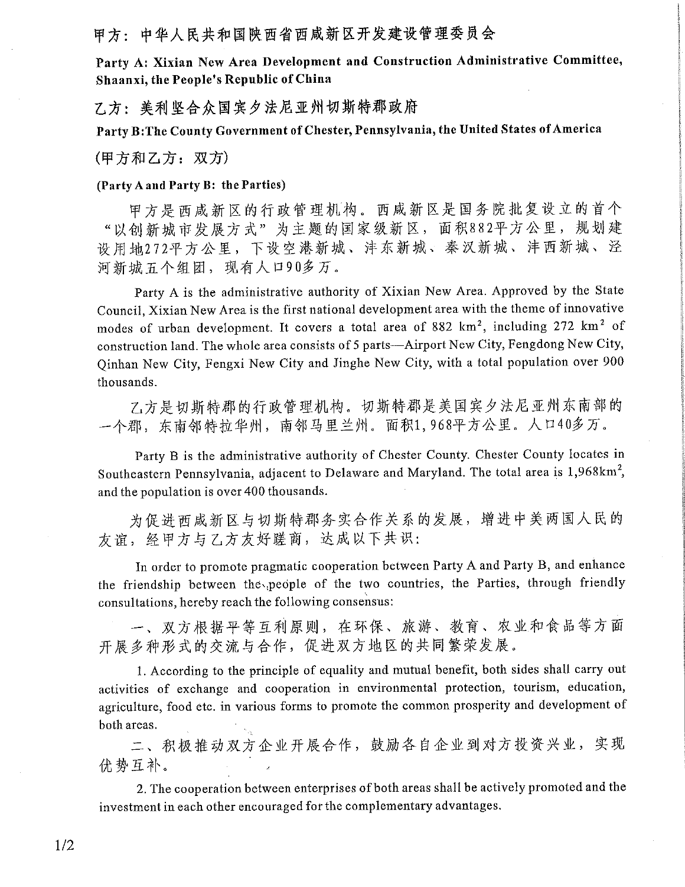**甲方：中华人民共和国陕西省西咸新区开发建设管理委员会**

**Party A: Xixian New Area Development and Construction Administrative Committee, Shaanxi, the People's Republic of China**

**乙方：美利坚合众国宾夕法尼亚州切斯特郡政府**

**Party B:The County Government of Chester, Pennsylvania, the United States of America**

**(甲方和乙方：双方)**

**(Party A and Party B: the Parties)**

甲方是西咸新区的行政管理机构。西咸新区是国务院批复设立的首个“以创新城市发展方式”为主题的国家级新区，面积882平方公里，规划建设用地272平方公里，下设空港新城、沣东新城、秦汉新城、沣西新城、泾河新城五个组团，现有人口90多万。

Party A is the administrative authority of Xixian New Area. Approved by the State Council, Xixian New Area is the first national development area with the theme of innovative modes of urban development. It covers a total area of 882 km$^2$, including 272 km$^2$ of construction land. The whole area consists of 5 parts—Airport New City, Fengdong New City, Qinhan New City, Fengxi New City and Jinghe New City, with a total population over 900 thousands.

乙方是切斯特郡的行政管理机构。切斯特郡是美国宾夕法尼亚州东南部的一个郡，东南邻特拉华州，南邻马里兰州。面积1,968平方公里。人口40多万。

Party B is the administrative authority of Chester County. Chester County locates in Southeastern Pennsylvania, adjacent to Delaware and Maryland. The total area is 1,968km$^2$, and the population is over 400 thousands.

为促进西咸新区与切斯特郡务实合作关系的发展，增进中美两国人民的友谊，经甲方与乙方友好磋商，达成以下共识：

In order to promote pragmatic cooperation between Party A and Party B, and enhance the friendship between the people of the two countries, the Parties, through friendly consultations, hereby reach the following consensus:

一、双方根据平等互利原则，在环保、旅游、教育、农业和食品等方面开展多种形式的交流与合作，促进双方地区的共同繁荣发展。

1. According to the principle of equality and mutual benefit, both sides shall carry out activities of exchange and cooperation in environmental protection, tourism, education, agriculture, food etc. in various forms to promote the common prosperity and development of both areas.

二、积极推动双方企业开展合作，鼓励各自企业到对方投资兴业，实现优势互补。

2. The cooperation between enterprises of both areas shall be actively promoted and the investment in each other encouraged for the complementary advantages.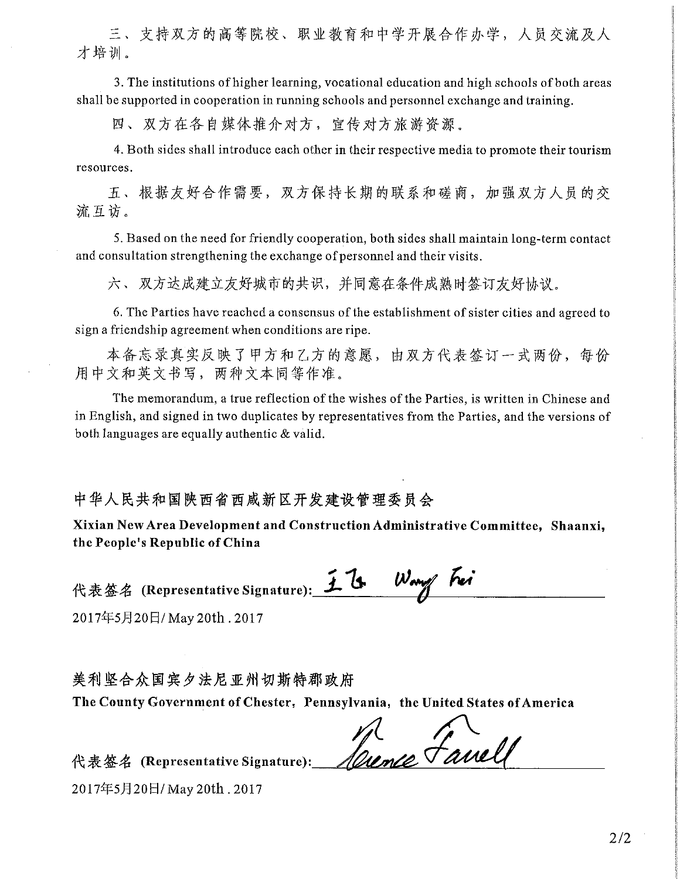三、支持双方的高等院校、职业教育和中学开展合作办学，人员交流及人才培训。

3. The institutions of higher learning, vocational education and high schools of both areas shall be supported in cooperation in running schools and personnel exchange and training.

四、双方在各自媒体推介对方，宣传对方旅游资源。

4. Both sides shall introduce each other in their respective media to promote their tourism resources.

五、根据友好合作需要，双方保持长期的联系和磋商，加强双方人员的交流互访。

5. Based on the need for friendly cooperation, both sides shall maintain long-term contact and consultation strengthening the exchange of personnel and their visits.

六、双方达成建立友好城市的共识，并同意在条件成熟时签订友好协议。

6. The Parties have reached a consensus of the establishment of sister cities and agreed to sign a friendship agreement when conditions are ripe.

本备忘录真实反映了甲方和乙方的意愿，由双方代表签订一式两份，每份用中文和英文书写，两种文本同等作准。

The memorandum, a true reflection of the wishes of the Parties, is written in Chinese and in English, and signed in two duplicates by representatives from the Parties, and the versions of both languages are equally authentic & valid.

**中华人民共和国陕西省西咸新区开发建设管理委员会**

**Xixian New Area Development and Construction Administrative Committee, Shaanxi, the People's Republic of China**

代表签名 **(Representative Signature):** 王飞 Wang Fei

2017年5月20日/ May 20th . 2017

**美利坚合众国宾夕法尼亚州切斯特郡政府**

**The County Government of Chester, Pennsylvania, the United States of America**

代表签名 **(Representative Signature):** Terence Farrell

2017年5月20日/ May 20th . 2017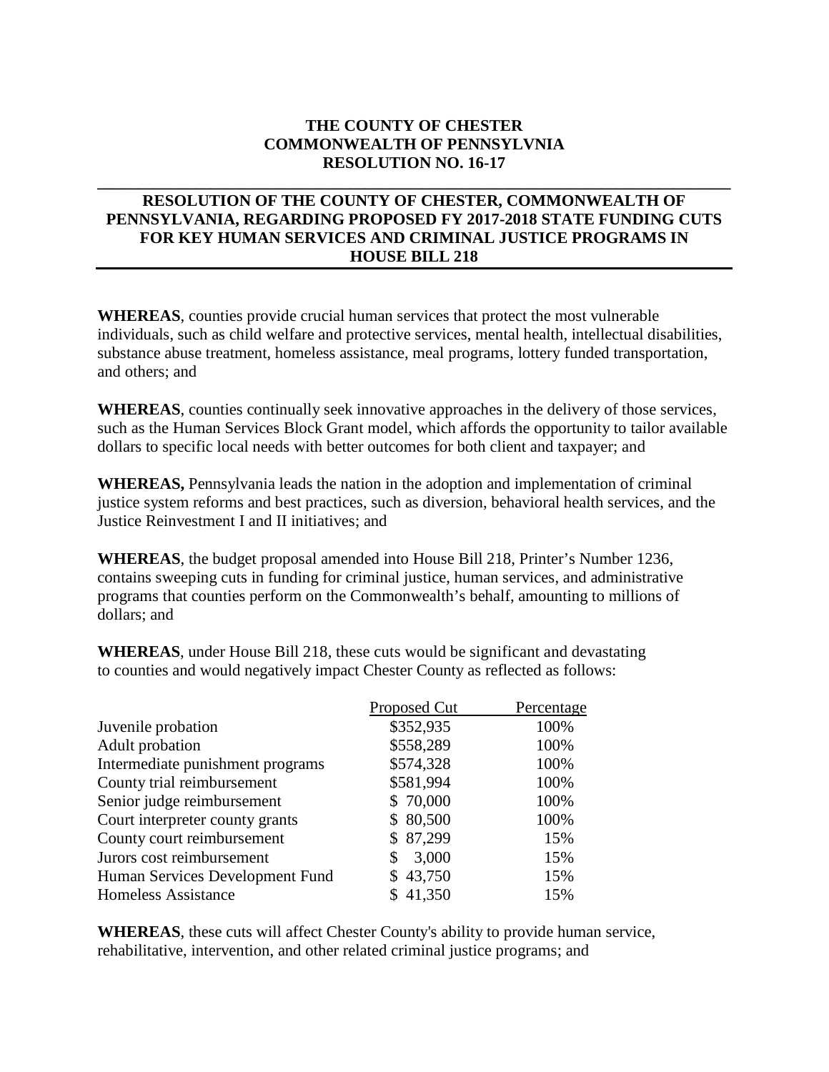**THE COUNTY OF CHESTER**
**COMMONWEALTH OF PENNSYLVNIA**
**RESOLUTION NO. 16-17**

---

**RESOLUTION OF THE COUNTY OF CHESTER, COMMONWEALTH OF PENNSYLVANIA, REGARDING PROPOSED FY 2017-2018 STATE FUNDING CUTS FOR KEY HUMAN SERVICES AND CRIMINAL JUSTICE PROGRAMS IN HOUSE BILL 218**

---

**WHEREAS**, counties provide crucial human services that protect the most vulnerable individuals, such as child welfare and protective services, mental health, intellectual disabilities, substance abuse treatment, homeless assistance, meal programs, lottery funded transportation, and others; and

**WHEREAS**, counties continually seek innovative approaches in the delivery of those services, such as the Human Services Block Grant model, which affords the opportunity to tailor available dollars to specific local needs with better outcomes for both client and taxpayer; and

**WHEREAS,** Pennsylvania leads the nation in the adoption and implementation of criminal justice system reforms and best practices, such as diversion, behavioral health services, and the Justice Reinvestment I and II initiatives; and

**WHEREAS**, the budget proposal amended into House Bill 218, Printer's Number 1236, contains sweeping cuts in funding for criminal justice, human services, and administrative programs that counties perform on the Commonwealth's behalf, amounting to millions of dollars; and

**WHEREAS**, under House Bill 218, these cuts would be significant and devastating to counties and would negatively impact Chester County as reflected as follows:

| | Proposed Cut | Percentage |
|---|---|---|
| Juvenile probation | $352,935 | 100% |
| Adult probation | $558,289 | 100% |
| Intermediate punishment programs | $574,328 | 100% |
| County trial reimbursement | $581,994 | 100% |
| Senior judge reimbursement | $ 70,000 | 100% |
| Court interpreter county grants | $ 80,500 | 100% |
| County court reimbursement | $ 87,299 | 15% |
| Jurors cost reimbursement | $ 3,000 | 15% |
| Human Services Development Fund | $ 43,750 | 15% |
| Homeless Assistance | $ 41,350 | 15% |

**WHEREAS**, these cuts will affect Chester County's ability to provide human service, rehabilitative, intervention, and other related criminal justice programs; and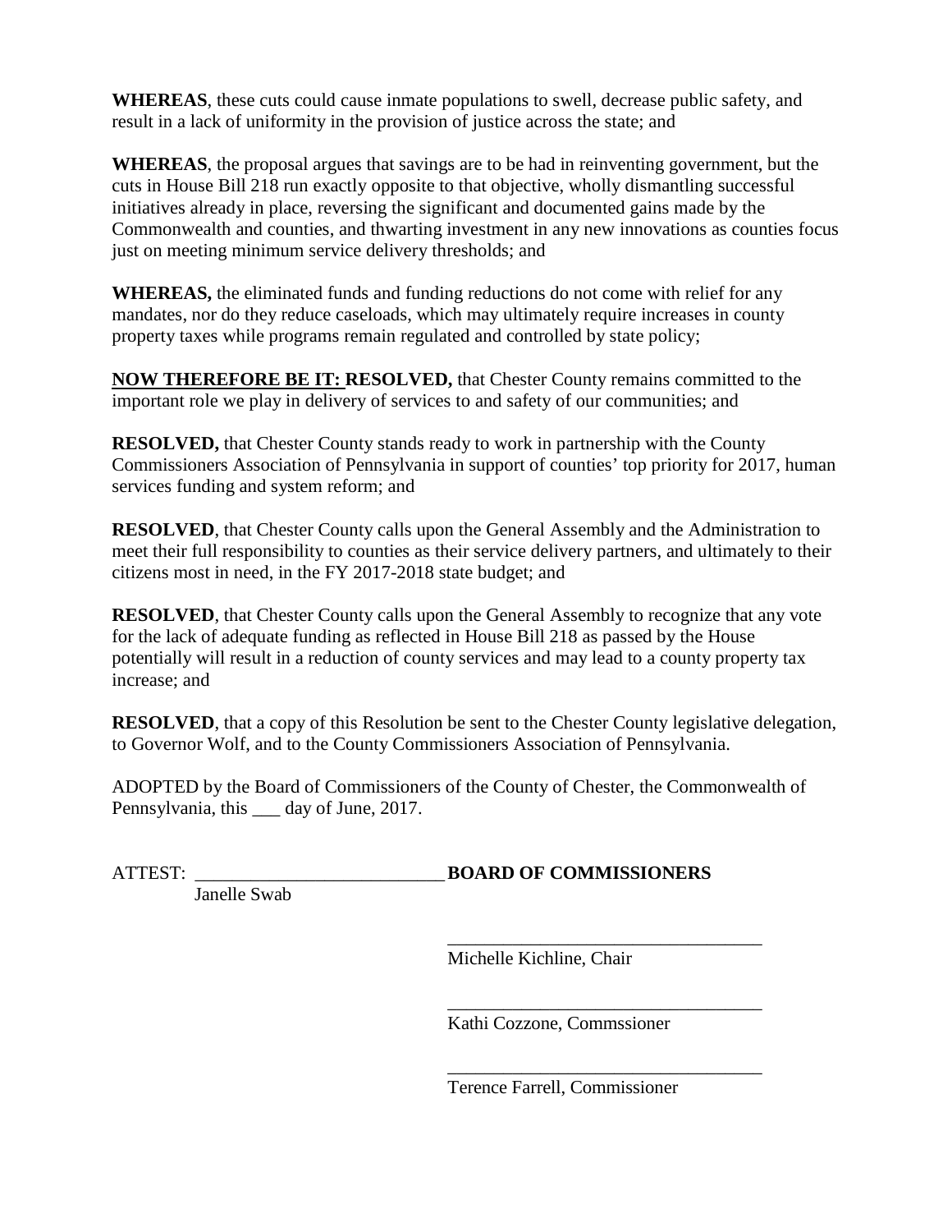**WHEREAS**, these cuts could cause inmate populations to swell, decrease public safety, and result in a lack of uniformity in the provision of justice across the state; and

**WHEREAS**, the proposal argues that savings are to be had in reinventing government, but the cuts in House Bill 218 run exactly opposite to that objective, wholly dismantling successful initiatives already in place, reversing the significant and documented gains made by the Commonwealth and counties, and thwarting investment in any new innovations as counties focus just on meeting minimum service delivery thresholds; and

**WHEREAS,** the eliminated funds and funding reductions do not come with relief for any mandates, nor do they reduce caseloads, which may ultimately require increases in county property taxes while programs remain regulated and controlled by state policy;

**NOW THEREFORE BE IT: RESOLVED,** that Chester County remains committed to the important role we play in delivery of services to and safety of our communities; and

**RESOLVED,** that Chester County stands ready to work in partnership with the County Commissioners Association of Pennsylvania in support of counties' top priority for 2017, human services funding and system reform; and

**RESOLVED**, that Chester County calls upon the General Assembly and the Administration to meet their full responsibility to counties as their service delivery partners, and ultimately to their citizens most in need, in the FY 2017-2018 state budget; and

**RESOLVED**, that Chester County calls upon the General Assembly to recognize that any vote for the lack of adequate funding as reflected in House Bill 218 as passed by the House potentially will result in a reduction of county services and may lead to a county property tax increase; and

**RESOLVED**, that a copy of this Resolution be sent to the Chester County legislative delegation, to Governor Wolf, and to the County Commissioners Association of Pennsylvania.

ADOPTED by the Board of Commissioners of the County of Chester, the Commonwealth of Pennsylvania, this ___ day of June, 2017.

ATTEST: ___________________________ **BOARD OF COMMISSIONERS**

Janelle Swab

___________________________________
Michelle Kichline, Chair

___________________________________
Kathi Cozzone, Commssioner

___________________________________
Terence Farrell, Commissioner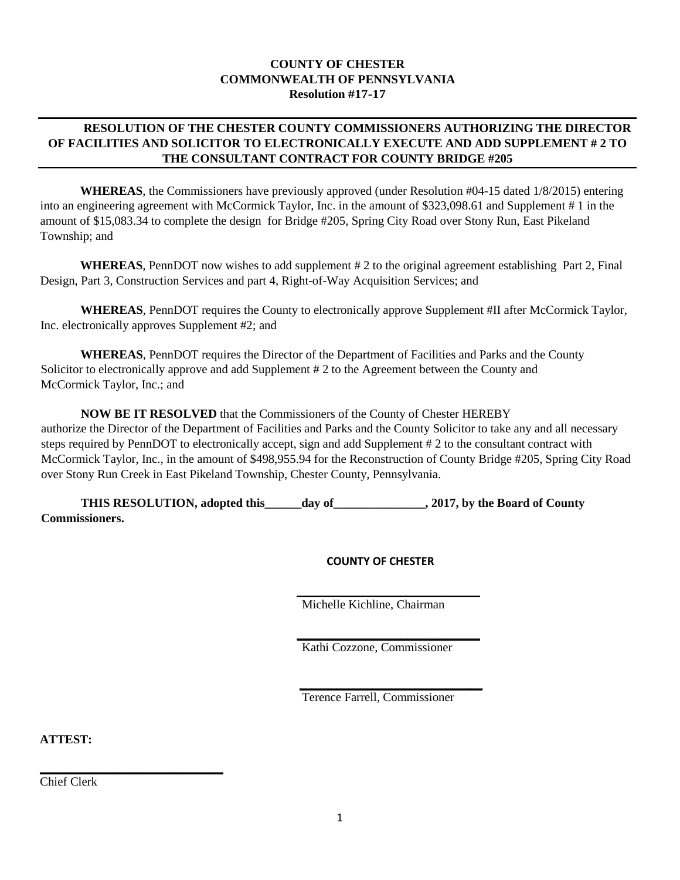**COUNTY OF CHESTER**
**COMMONWEALTH OF PENNSYLVANIA**
**Resolution #17-17**

---

**RESOLUTION OF THE CHESTER COUNTY COMMISSIONERS AUTHORIZING THE DIRECTOR OF FACILITIES AND SOLICITOR TO ELECTRONICALLY EXECUTE AND ADD SUPPLEMENT # 2 TO THE CONSULTANT CONTRACT FOR COUNTY BRIDGE #205**

---

**WHEREAS**, the Commissioners have previously approved (under Resolution #04-15 dated 1/8/2015) entering into an engineering agreement with McCormick Taylor, Inc. in the amount of $323,098.61 and Supplement # 1 in the amount of $15,083.34 to complete the design for Bridge #205, Spring City Road over Stony Run, East Pikeland Township; and

**WHEREAS**, PennDOT now wishes to add supplement # 2 to the original agreement establishing Part 2, Final Design, Part 3, Construction Services and part 4, Right-of-Way Acquisition Services; and

**WHEREAS**, PennDOT requires the County to electronically approve Supplement #II after McCormick Taylor, Inc. electronically approves Supplement #2; and

**WHEREAS**, PennDOT requires the Director of the Department of Facilities and Parks and the County Solicitor to electronically approve and add Supplement # 2 to the Agreement between the County and McCormick Taylor, Inc.; and

**NOW BE IT RESOLVED** that the Commissioners of the County of Chester HEREBY authorize the Director of the Department of Facilities and Parks and the County Solicitor to take any and all necessary steps required by PennDOT to electronically accept, sign and add Supplement # 2 to the consultant contract with McCormick Taylor, Inc., in the amount of $498,955.94 for the Reconstruction of County Bridge #205, Spring City Road over Stony Run Creek in East Pikeland Township, Chester County, Pennsylvania.

**THIS RESOLUTION, adopted this______day of_______________, 2017, by the Board of County Commissioners.**

**COUNTY OF CHESTER**

_____________________________
Michelle Kichline, Chairman

_____________________________
Kathi Cozzone, Commissioner

_____________________________
Terence Farrell, Commissioner

**ATTEST:**

_____________________________
Chief Clerk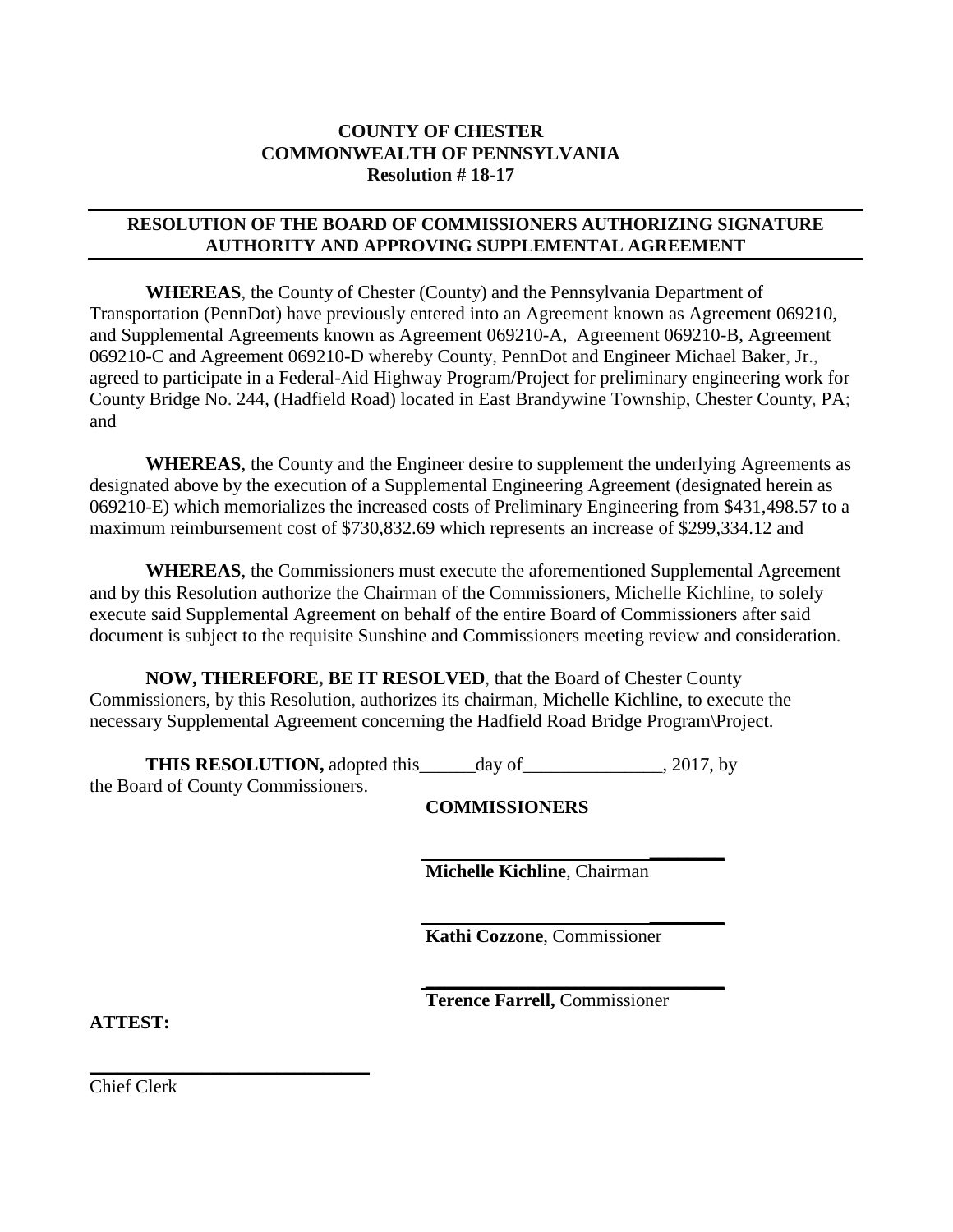**COUNTY OF CHESTER**
**COMMONWEALTH OF PENNSYLVANIA**
**Resolution # 18-17**

---

**RESOLUTION OF THE BOARD OF COMMISSIONERS AUTHORIZING SIGNATURE AUTHORITY AND APPROVING SUPPLEMENTAL AGREEMENT**

---

**WHEREAS**, the County of Chester (County) and the Pennsylvania Department of Transportation (PennDot) have previously entered into an Agreement known as Agreement 069210, and Supplemental Agreements known as Agreement 069210-A, Agreement 069210-B, Agreement 069210-C and Agreement 069210-D whereby County, PennDot and Engineer Michael Baker, Jr., agreed to participate in a Federal-Aid Highway Program/Project for preliminary engineering work for County Bridge No. 244, (Hadfield Road) located in East Brandywine Township, Chester County, PA; and

**WHEREAS**, the County and the Engineer desire to supplement the underlying Agreements as designated above by the execution of a Supplemental Engineering Agreement (designated herein as 069210-E) which memorializes the increased costs of Preliminary Engineering from $431,498.57 to a maximum reimbursement cost of $730,832.69 which represents an increase of $299,334.12 and

**WHEREAS**, the Commissioners must execute the aforementioned Supplemental Agreement and by this Resolution authorize the Chairman of the Commissioners, Michelle Kichline, to solely execute said Supplemental Agreement on behalf of the entire Board of Commissioners after said document is subject to the requisite Sunshine and Commissioners meeting review and consideration.

**NOW, THEREFORE, BE IT RESOLVED**, that the Board of Chester County Commissioners, by this Resolution, authorizes its chairman, Michelle Kichline, to execute the necessary Supplemental Agreement concerning the Hadfield Road Bridge Program\Project.

**THIS RESOLUTION,** adopted this______day of_______________, 2017, by the Board of County Commissioners.

**COMMISSIONERS**

______________________________
**Michelle Kichline**, Chairman

______________________________
**Kathi Cozzone**, Commissioner

______________________________
**Terence Farrell,** Commissioner

**ATTEST:**

______________________________
Chief Clerk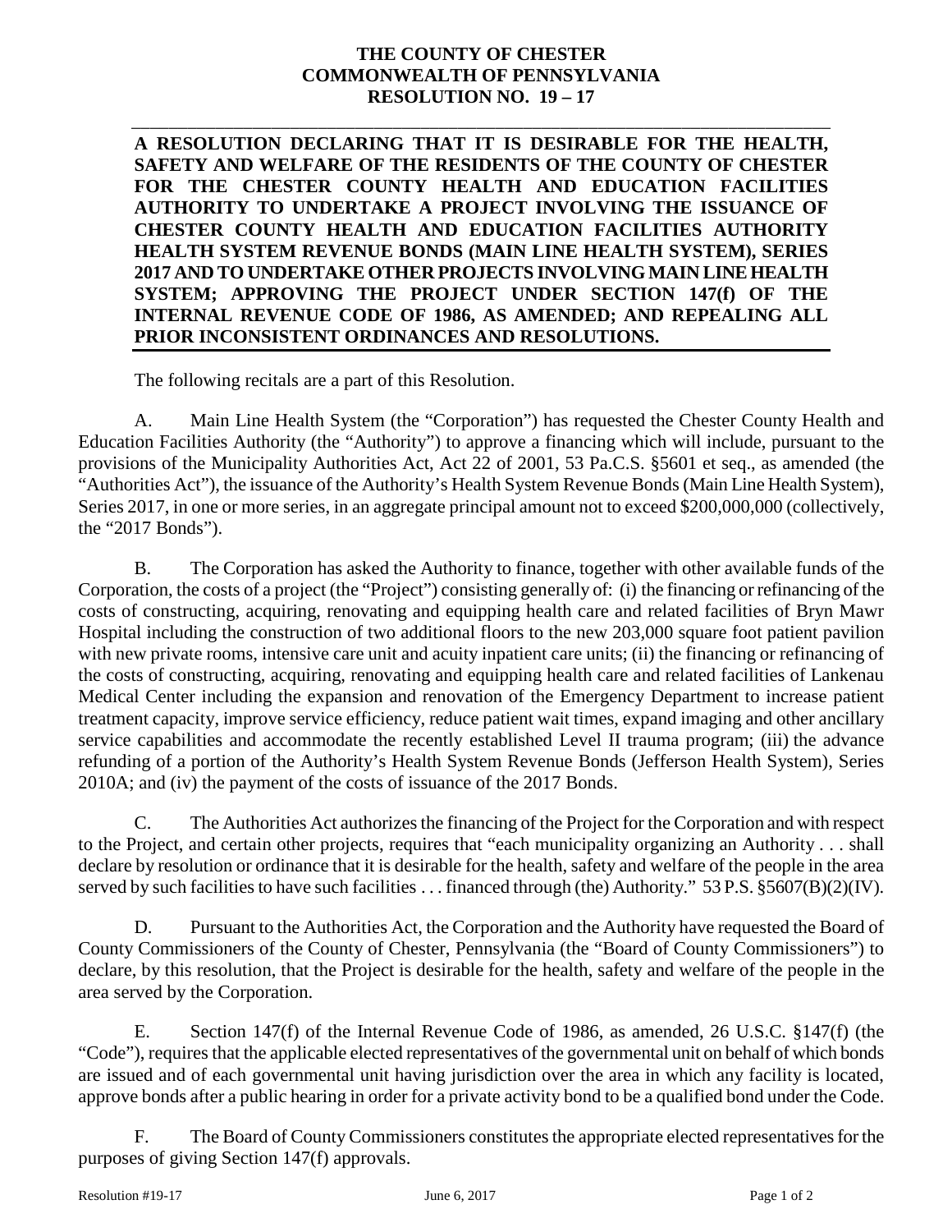**THE COUNTY OF CHESTER**
**COMMONWEALTH OF PENNSYLVANIA**
**RESOLUTION NO. 19 – 17**

---

**A RESOLUTION DECLARING THAT IT IS DESIRABLE FOR THE HEALTH, SAFETY AND WELFARE OF THE RESIDENTS OF THE COUNTY OF CHESTER FOR THE CHESTER COUNTY HEALTH AND EDUCATION FACILITIES AUTHORITY TO UNDERTAKE A PROJECT INVOLVING THE ISSUANCE OF CHESTER COUNTY HEALTH AND EDUCATION FACILITIES AUTHORITY HEALTH SYSTEM REVENUE BONDS (MAIN LINE HEALTH SYSTEM), SERIES 2017 AND TO UNDERTAKE OTHER PROJECTS INVOLVING MAIN LINE HEALTH SYSTEM; APPROVING THE PROJECT UNDER SECTION 147(f) OF THE INTERNAL REVENUE CODE OF 1986, AS AMENDED; AND REPEALING ALL PRIOR INCONSISTENT ORDINANCES AND RESOLUTIONS.**

---

The following recitals are a part of this Resolution.

A. Main Line Health System (the "Corporation") has requested the Chester County Health and Education Facilities Authority (the "Authority") to approve a financing which will include, pursuant to the provisions of the Municipality Authorities Act, Act 22 of 2001, 53 Pa.C.S. §5601 et seq., as amended (the "Authorities Act"), the issuance of the Authority's Health System Revenue Bonds (Main Line Health System), Series 2017, in one or more series, in an aggregate principal amount not to exceed $200,000,000 (collectively, the "2017 Bonds").

B. The Corporation has asked the Authority to finance, together with other available funds of the Corporation, the costs of a project (the "Project") consisting generally of: (i) the financing or refinancing of the costs of constructing, acquiring, renovating and equipping health care and related facilities of Bryn Mawr Hospital including the construction of two additional floors to the new 203,000 square foot patient pavilion with new private rooms, intensive care unit and acuity inpatient care units; (ii) the financing or refinancing of the costs of constructing, acquiring, renovating and equipping health care and related facilities of Lankenau Medical Center including the expansion and renovation of the Emergency Department to increase patient treatment capacity, improve service efficiency, reduce patient wait times, expand imaging and other ancillary service capabilities and accommodate the recently established Level II trauma program; (iii) the advance refunding of a portion of the Authority's Health System Revenue Bonds (Jefferson Health System), Series 2010A; and (iv) the payment of the costs of issuance of the 2017 Bonds.

C. The Authorities Act authorizes the financing of the Project for the Corporation and with respect to the Project, and certain other projects, requires that "each municipality organizing an Authority . . . shall declare by resolution or ordinance that it is desirable for the health, safety and welfare of the people in the area served by such facilities to have such facilities . . . financed through (the) Authority." 53 P.S. §5607(B)(2)(IV).

D. Pursuant to the Authorities Act, the Corporation and the Authority have requested the Board of County Commissioners of the County of Chester, Pennsylvania (the "Board of County Commissioners") to declare, by this resolution, that the Project is desirable for the health, safety and welfare of the people in the area served by the Corporation.

E. Section 147(f) of the Internal Revenue Code of 1986, as amended, 26 U.S.C. §147(f) (the "Code"), requires that the applicable elected representatives of the governmental unit on behalf of which bonds are issued and of each governmental unit having jurisdiction over the area in which any facility is located, approve bonds after a public hearing in order for a private activity bond to be a qualified bond under the Code.

F. The Board of County Commissioners constitutes the appropriate elected representatives for the purposes of giving Section 147(f) approvals.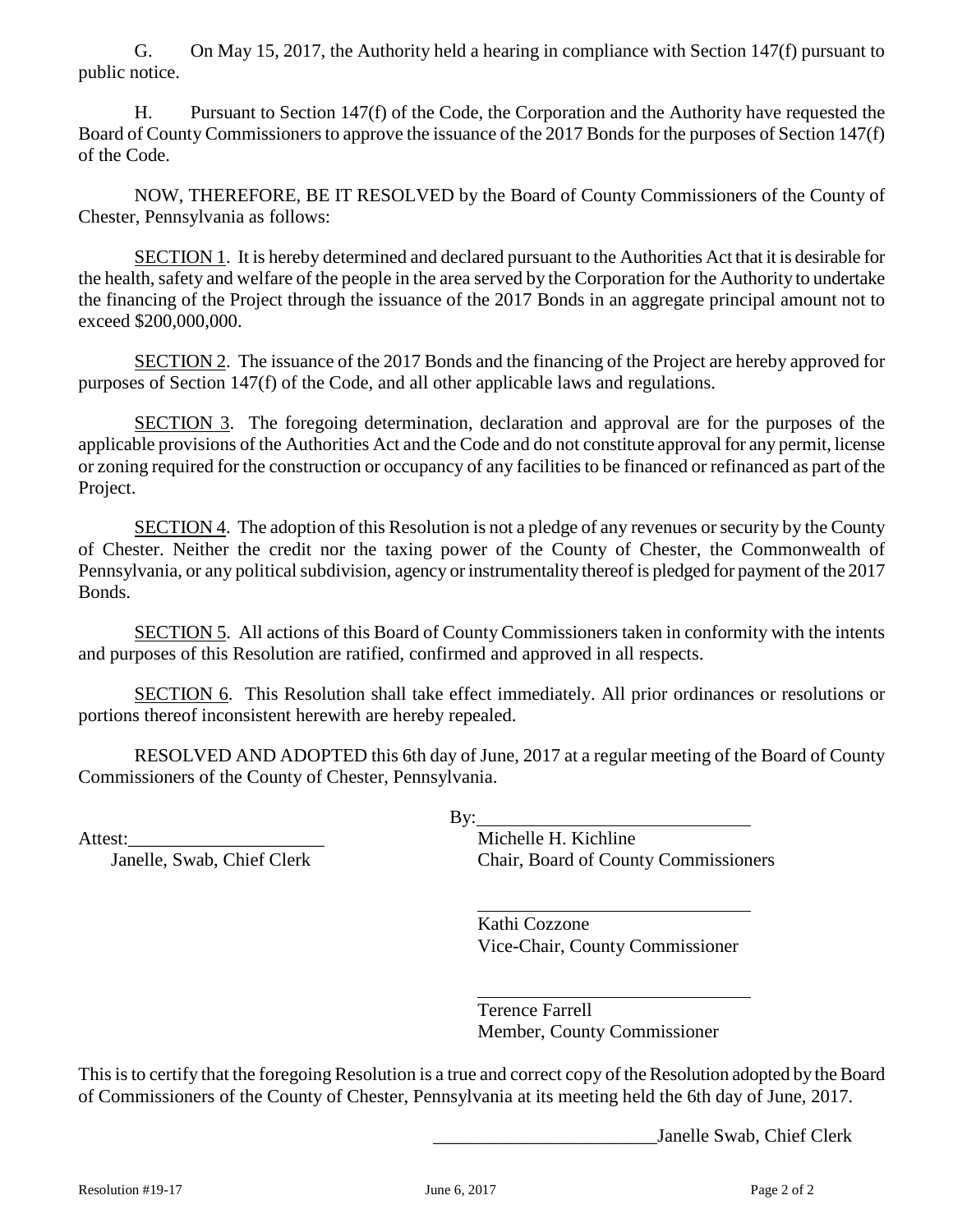G. On May 15, 2017, the Authority held a hearing in compliance with Section 147(f) pursuant to public notice.

H. Pursuant to Section 147(f) of the Code, the Corporation and the Authority have requested the Board of County Commissioners to approve the issuance of the 2017 Bonds for the purposes of Section 147(f) of the Code.

NOW, THEREFORE, BE IT RESOLVED by the Board of County Commissioners of the County of Chester, Pennsylvania as follows:

SECTION 1. It is hereby determined and declared pursuant to the Authorities Act that it is desirable for the health, safety and welfare of the people in the area served by the Corporation for the Authority to undertake the financing of the Project through the issuance of the 2017 Bonds in an aggregate principal amount not to exceed $200,000,000.

SECTION 2. The issuance of the 2017 Bonds and the financing of the Project are hereby approved for purposes of Section 147(f) of the Code, and all other applicable laws and regulations.

SECTION 3. The foregoing determination, declaration and approval are for the purposes of the applicable provisions of the Authorities Act and the Code and do not constitute approval for any permit, license or zoning required for the construction or occupancy of any facilities to be financed or refinanced as part of the Project.

SECTION 4. The adoption of this Resolution is not a pledge of any revenues or security by the County of Chester. Neither the credit nor the taxing power of the County of Chester, the Commonwealth of Pennsylvania, or any political subdivision, agency or instrumentality thereof is pledged for payment of the 2017 Bonds.

SECTION 5. All actions of this Board of County Commissioners taken in conformity with the intents and purposes of this Resolution are ratified, confirmed and approved in all respects.

SECTION 6. This Resolution shall take effect immediately. All prior ordinances or resolutions or portions thereof inconsistent herewith are hereby repealed.

RESOLVED AND ADOPTED this 6th day of June, 2017 at a regular meeting of the Board of County Commissioners of the County of Chester, Pennsylvania.

By:\_\_\_\_\_\_\_\_\_\_\_\_\_\_\_\_\_\_\_\_\_\_\_\_\_\_\_\_
Michelle H. Kichline
Chair, Board of County Commissioners

Attest:\_\_\_\_\_\_\_\_\_\_\_\_\_\_\_\_\_\_\_\_
Janelle, Swab, Chief Clerk

\_\_\_\_\_\_\_\_\_\_\_\_\_\_\_\_\_\_\_\_\_\_\_\_\_\_\_\_
Kathi Cozzone
Vice-Chair, County Commissioner

\_\_\_\_\_\_\_\_\_\_\_\_\_\_\_\_\_\_\_\_\_\_\_\_\_\_\_\_
Terence Farrell
Member, County Commissioner

This is to certify that the foregoing Resolution is a true and correct copy of the Resolution adopted by the Board of Commissioners of the County of Chester, Pennsylvania at its meeting held the 6th day of June, 2017.

\_\_\_\_\_\_\_\_\_\_\_\_\_\_\_\_\_\_\_\_\_\_\_Janelle Swab, Chief Clerk

Resolution #19-17 June 6, 2017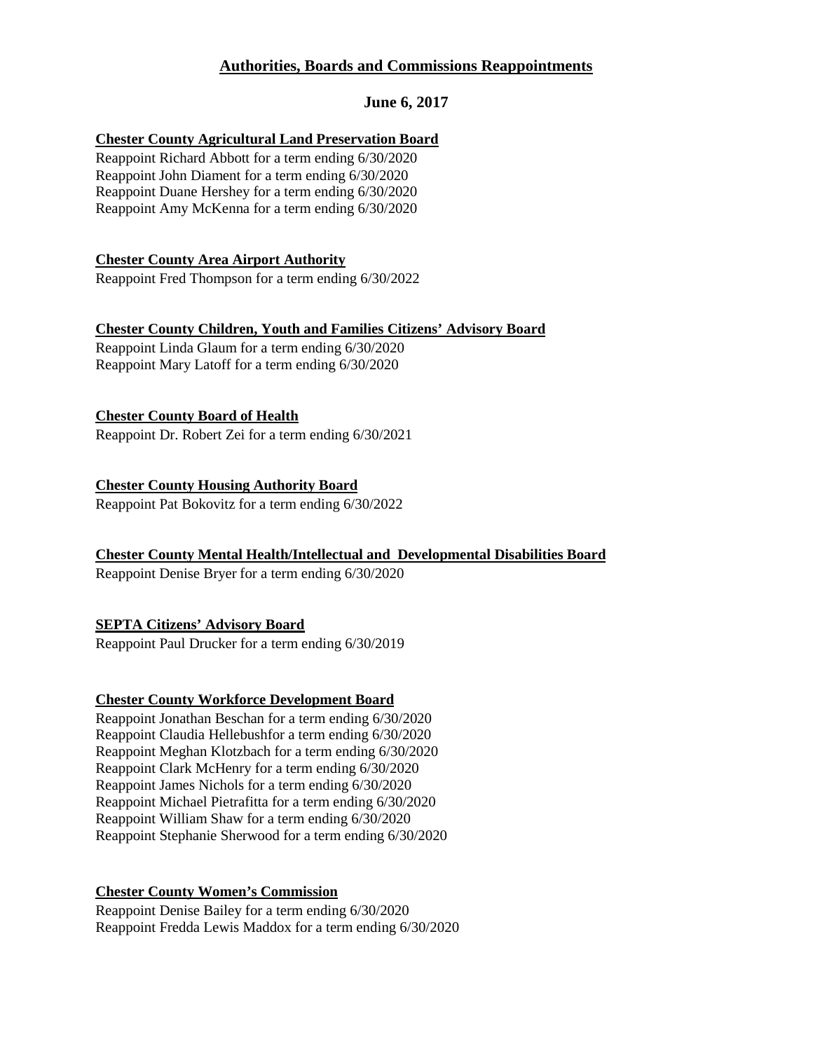# Authorities, Boards and Commissions Reappointments

## June 6, 2017

**Chester County Agricultural Land Preservation Board**

Reappoint Richard Abbott for a term ending 6/30/2020
Reappoint John Diament for a term ending 6/30/2020
Reappoint Duane Hershey for a term ending 6/30/2020
Reappoint Amy McKenna for a term ending 6/30/2020

**Chester County Area Airport Authority**

Reappoint Fred Thompson for a term ending 6/30/2022

**Chester County Children, Youth and Families Citizens' Advisory Board**

Reappoint Linda Glaum for a term ending 6/30/2020
Reappoint Mary Latoff for a term ending 6/30/2020

**Chester County Board of Health**

Reappoint Dr. Robert Zei for a term ending 6/30/2021

**Chester County Housing Authority Board**

Reappoint Pat Bokovitz for a term ending 6/30/2022

**Chester County Mental Health/Intellectual and Developmental Disabilities Board**

Reappoint Denise Bryer for a term ending 6/30/2020

**SEPTA Citizens' Advisory Board**

Reappoint Paul Drucker for a term ending 6/30/2019

**Chester County Workforce Development Board**

Reappoint Jonathan Beschan for a term ending 6/30/2020
Reappoint Claudia Hellebushfor a term ending 6/30/2020
Reappoint Meghan Klotzbach for a term ending 6/30/2020
Reappoint Clark McHenry for a term ending 6/30/2020
Reappoint James Nichols for a term ending 6/30/2020
Reappoint Michael Pietrafitta for a term ending 6/30/2020
Reappoint William Shaw for a term ending 6/30/2020
Reappoint Stephanie Sherwood for a term ending 6/30/2020

**Chester County Women's Commission**

Reappoint Denise Bailey for a term ending 6/30/2020
Reappoint Fredda Lewis Maddox for a term ending 6/30/2020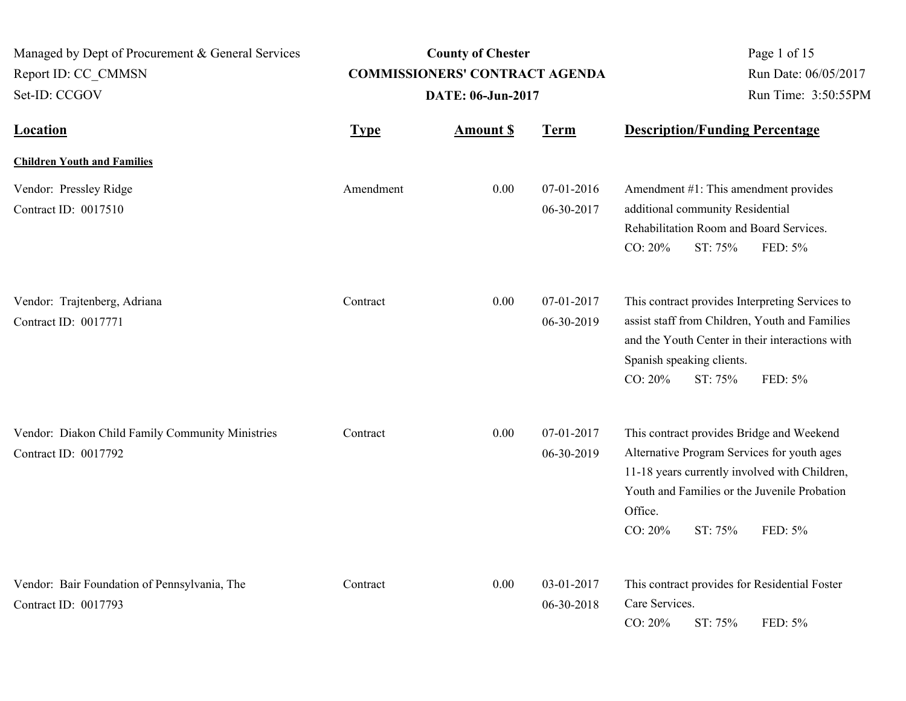**County of Chester**

**COMMISSIONERS' CONTRACT AGENDA**

**DATE: 06-Jun-2017**

Managed by Dept of Procurement & General Services
Report ID: CC_CMMSN
Set-ID: CCGOV

Run Date: 06/05/2017
Run Time: 3:50:55PM

| Location | Type | Amount $ | Term | Description/Funding Percentage |
|---|---|---|---|---|
| **Children Youth and Families** | | | | |
| Vendor: Pressley Ridge<br>Contract ID: 0017510 | Amendment | 0.00 | 07-01-2016<br>06-30-2017 | Amendment #1: This amendment provides additional community Residential Rehabilitation Room and Board Services.<br>CO: 20% ST: 75% FED: 5% |
| Vendor: Trajtenberg, Adriana<br>Contract ID: 0017771 | Contract | 0.00 | 07-01-2017<br>06-30-2019 | This contract provides Interpreting Services to assist staff from Children, Youth and Families and the Youth Center in their interactions with Spanish speaking clients.<br>CO: 20% ST: 75% FED: 5% |
| Vendor: Diakon Child Family Community Ministries<br>Contract ID: 0017792 | Contract | 0.00 | 07-01-2017<br>06-30-2019 | This contract provides Bridge and Weekend Alternative Program Services for youth ages 11-18 years currently involved with Children, Youth and Families or the Juvenile Probation Office.<br>CO: 20% ST: 75% FED: 5% |
| Vendor: Bair Foundation of Pennsylvania, The<br>Contract ID: 0017793 | Contract | 0.00 | 03-01-2017<br>06-30-2018 | This contract provides for Residential Foster Care Services.<br>CO: 20% ST: 75% FED: 5% |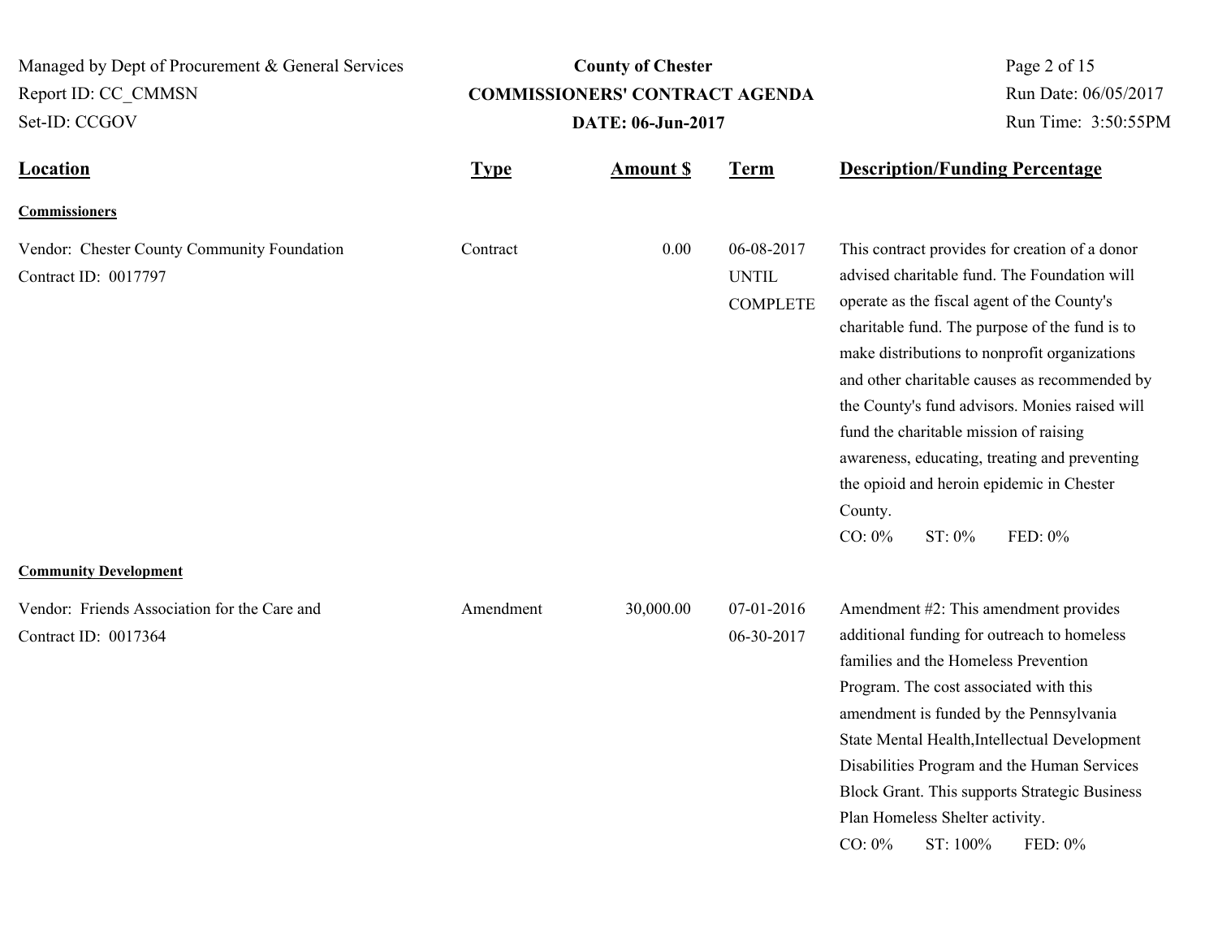| Location | Type | Amount $ | Term | Description/Funding Percentage |
|---|---|---|---|---|
| **Commissioners** | | | | |
| Vendor: Chester County Community Foundation<br>Contract ID: 0017797 | Contract | 0.00 | 06-08-2017<br>UNTIL<br>COMPLETE | This contract provides for creation of a donor advised charitable fund. The Foundation will operate as the fiscal agent of the County's charitable fund. The purpose of the fund is to make distributions to nonprofit organizations and other charitable causes as recommended by the County's fund advisors. Monies raised will fund the charitable mission of raising awareness, educating, treating and preventing the opioid and heroin epidemic in Chester County.<br>CO: 0% ST: 0% FED: 0% |
| **Community Development** | | | | |
| Vendor: Friends Association for the Care and<br>Contract ID: 0017364 | Amendment | 30,000.00 | 07-01-2016<br>06-30-2017 | Amendment #2: This amendment provides additional funding for outreach to homeless families and the Homeless Prevention Program. The cost associated with this amendment is funded by the Pennsylvania State Mental Health,Intellectual Development Disabilities Program and the Human Services Block Grant. This supports Strategic Business Plan Homeless Shelter activity.<br>CO: 0% ST: 100% FED: 0% |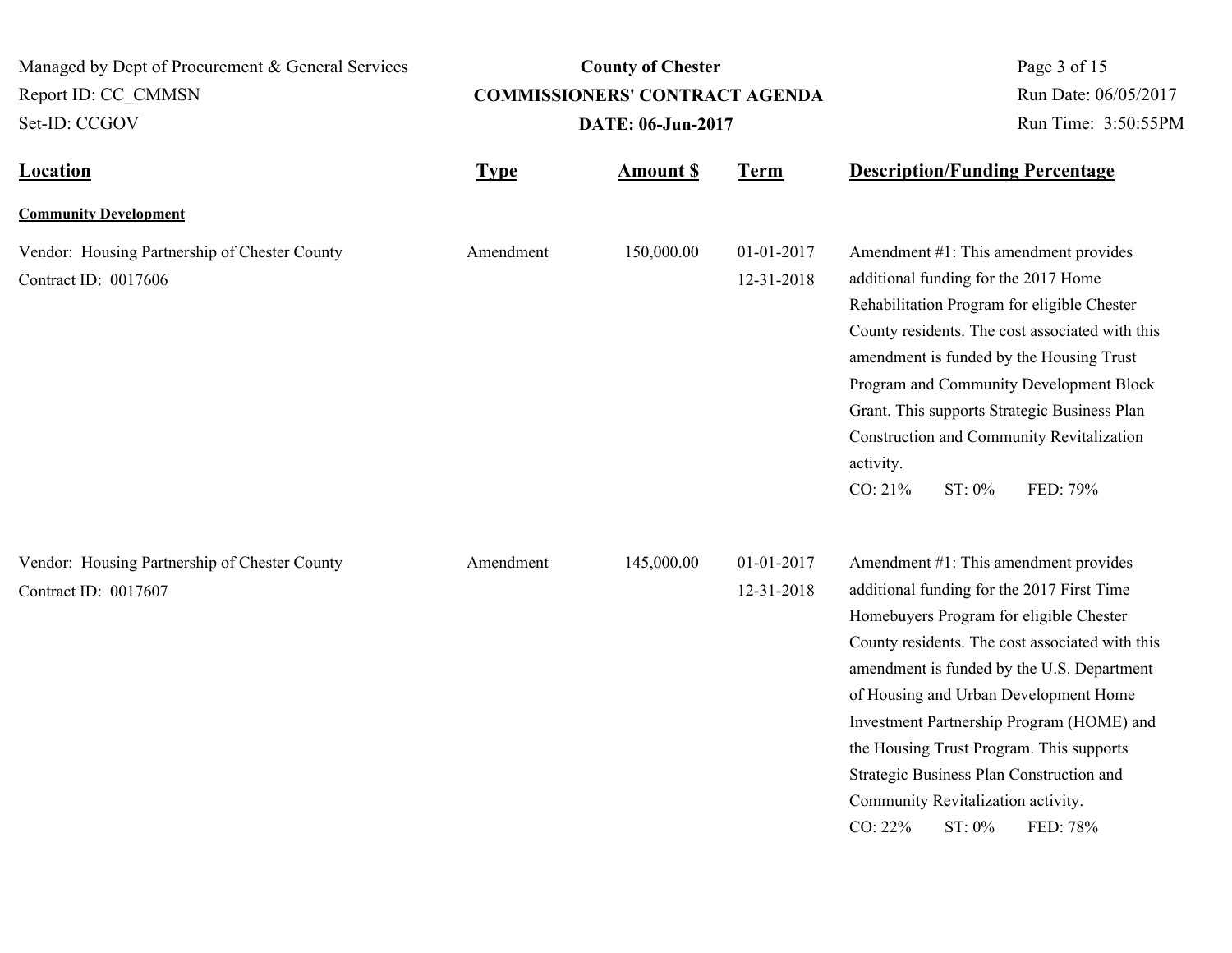| Location | Type | Amount $ | Term | Description/Funding Percentage |
|---|---|---|---|---|
| **Community Development** | | | | |
| Vendor: Housing Partnership of Chester County<br>Contract ID: 0017606 | Amendment | 150,000.00 | 01-01-2017<br>12-31-2018 | Amendment #1: This amendment provides additional funding for the 2017 Home Rehabilitation Program for eligible Chester County residents. The cost associated with this amendment is funded by the Housing Trust Program and Community Development Block Grant. This supports Strategic Business Plan Construction and Community Revitalization activity.<br>CO: 21% ST: 0% FED: 79% |
| Vendor: Housing Partnership of Chester County<br>Contract ID: 0017607 | Amendment | 145,000.00 | 01-01-2017<br>12-31-2018 | Amendment #1: This amendment provides additional funding for the 2017 First Time Homebuyers Program for eligible Chester County residents. The cost associated with this amendment is funded by the U.S. Department of Housing and Urban Development Home Investment Partnership Program (HOME) and the Housing Trust Program. This supports Strategic Business Plan Construction and Community Revitalization activity.<br>CO: 22% ST: 0% FED: 78% |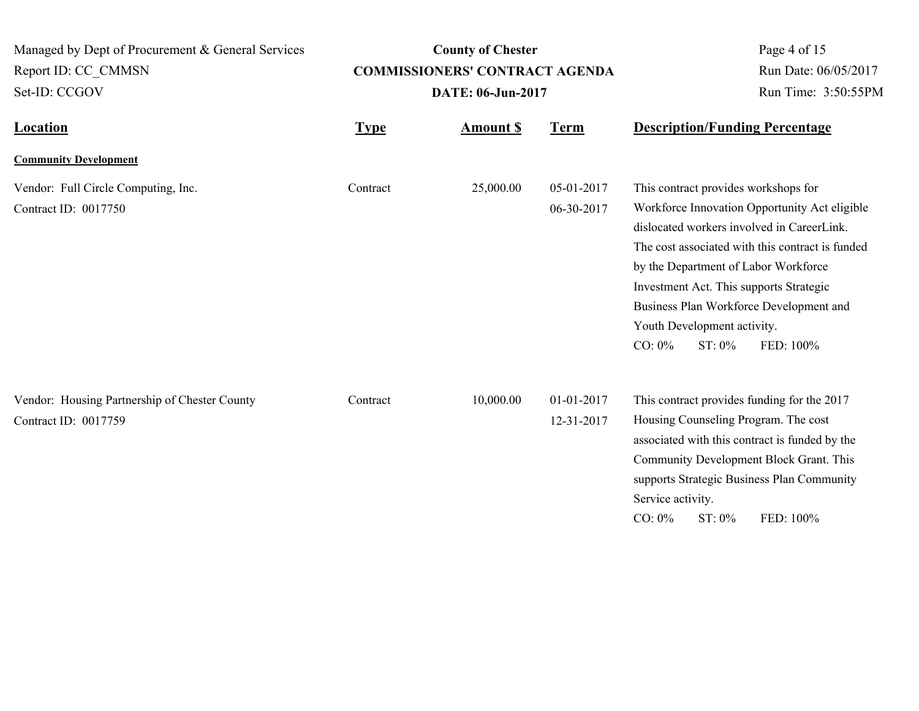Managed by Dept of Procurement & General Services
Report ID: CC_CMMSN
Set-ID: CCGOV

**County of Chester**
**COMMISSIONERS' CONTRACT AGENDA**
**DATE: 06-Jun-2017**

Run Date: 06/05/2017
Run Time: 3:50:55PM

| Location | Type | Amount $ | Term | Description/Funding Percentage |
|---|---|---|---|---|
| **Community Development** | | | | |
| Vendor: Full Circle Computing, Inc.<br>Contract ID: 0017750 | Contract | 25,000.00 | 05-01-2017<br>06-30-2017 | This contract provides workshops for Workforce Innovation Opportunity Act eligible dislocated workers involved in CareerLink. The cost associated with this contract is funded by the Department of Labor Workforce Investment Act. This supports Strategic Business Plan Workforce Development and Youth Development activity.<br>CO: 0% ST: 0% FED: 100% |
| Vendor: Housing Partnership of Chester County<br>Contract ID: 0017759 | Contract | 10,000.00 | 01-01-2017<br>12-31-2017 | This contract provides funding for the 2017 Housing Counseling Program. The cost associated with this contract is funded by the Community Development Block Grant. This supports Strategic Business Plan Community Service activity.<br>CO: 0% ST: 0% FED: 100% |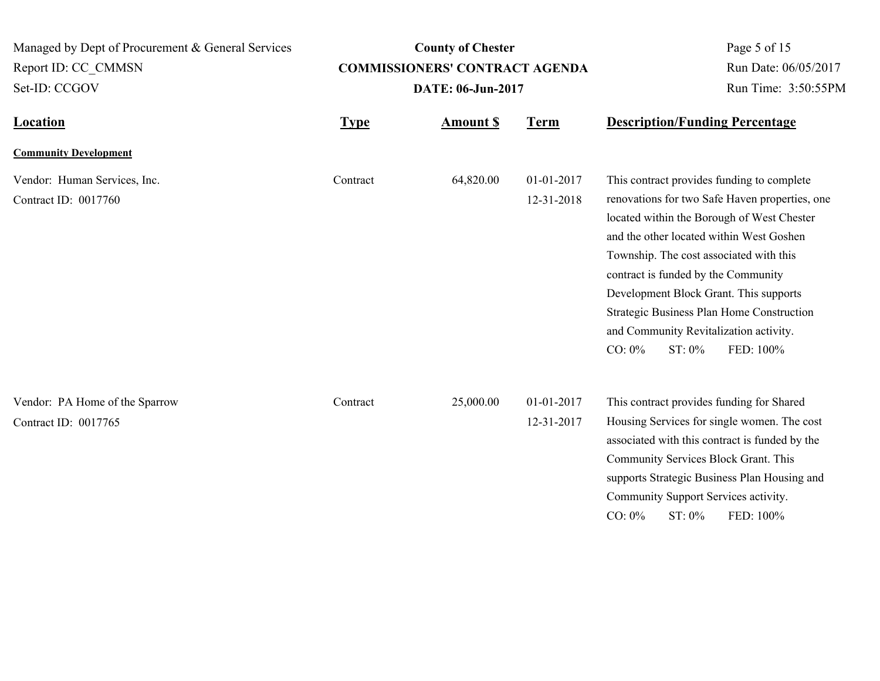| Location | Type | Amount $ | Term | Description/Funding Percentage |
| --- | --- | --- | --- | --- |
| **Community Development** | | | | |
| Vendor: Human Services, Inc.<br>Contract ID: 0017760 | Contract | 64,820.00 | 01-01-2017<br>12-31-2018 | This contract provides funding to complete renovations for two Safe Haven properties, one located within the Borough of West Chester and the other located within West Goshen Township. The cost associated with this contract is funded by the Community Development Block Grant. This supports Strategic Business Plan Home Construction and Community Revitalization activity.<br>CO: 0% ST: 0% FED: 100% |
| Vendor: PA Home of the Sparrow<br>Contract ID: 0017765 | Contract | 25,000.00 | 01-01-2017<br>12-31-2017 | This contract provides funding for Shared Housing Services for single women. The cost associated with this contract is funded by the Community Services Block Grant. This supports Strategic Business Plan Housing and Community Support Services activity.<br>CO: 0% ST: 0% FED: 100% |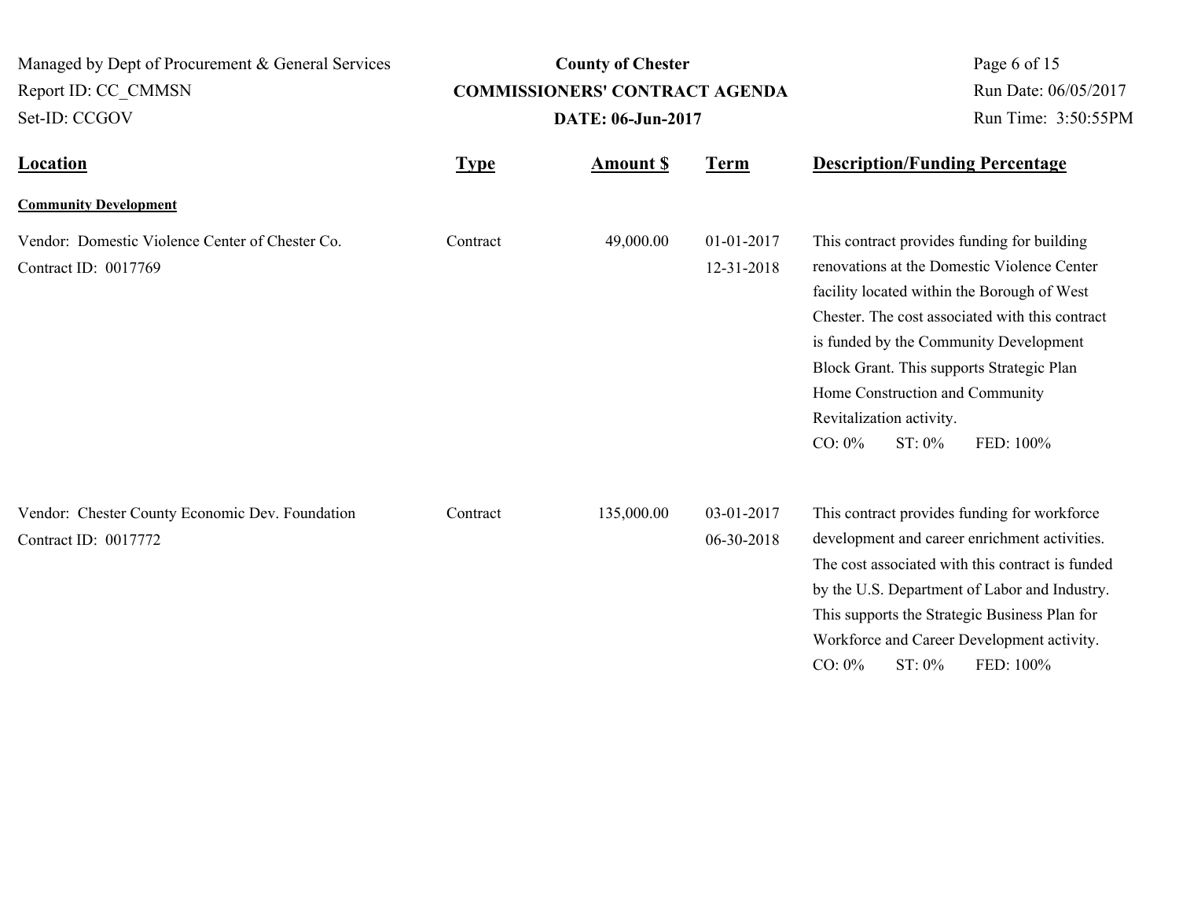| Location | Type | Amount $ | Term | Description/Funding Percentage |
|---|---|---|---|---|
| **Community Development** | | | | |
| Vendor: Domestic Violence Center of Chester Co.<br>Contract ID: 0017769 | Contract | 49,000.00 | 01-01-2017<br>12-31-2018 | This contract provides funding for building renovations at the Domestic Violence Center facility located within the Borough of West Chester. The cost associated with this contract is funded by the Community Development Block Grant. This supports Strategic Plan Home Construction and Community Revitalization activity.<br>CO: 0% ST: 0% FED: 100% |
| Vendor: Chester County Economic Dev. Foundation<br>Contract ID: 0017772 | Contract | 135,000.00 | 03-01-2017<br>06-30-2018 | This contract provides funding for workforce development and career enrichment activities. The cost associated with this contract is funded by the U.S. Department of Labor and Industry. This supports the Strategic Business Plan for Workforce and Career Development activity.<br>CO: 0% ST: 0% FED: 100% |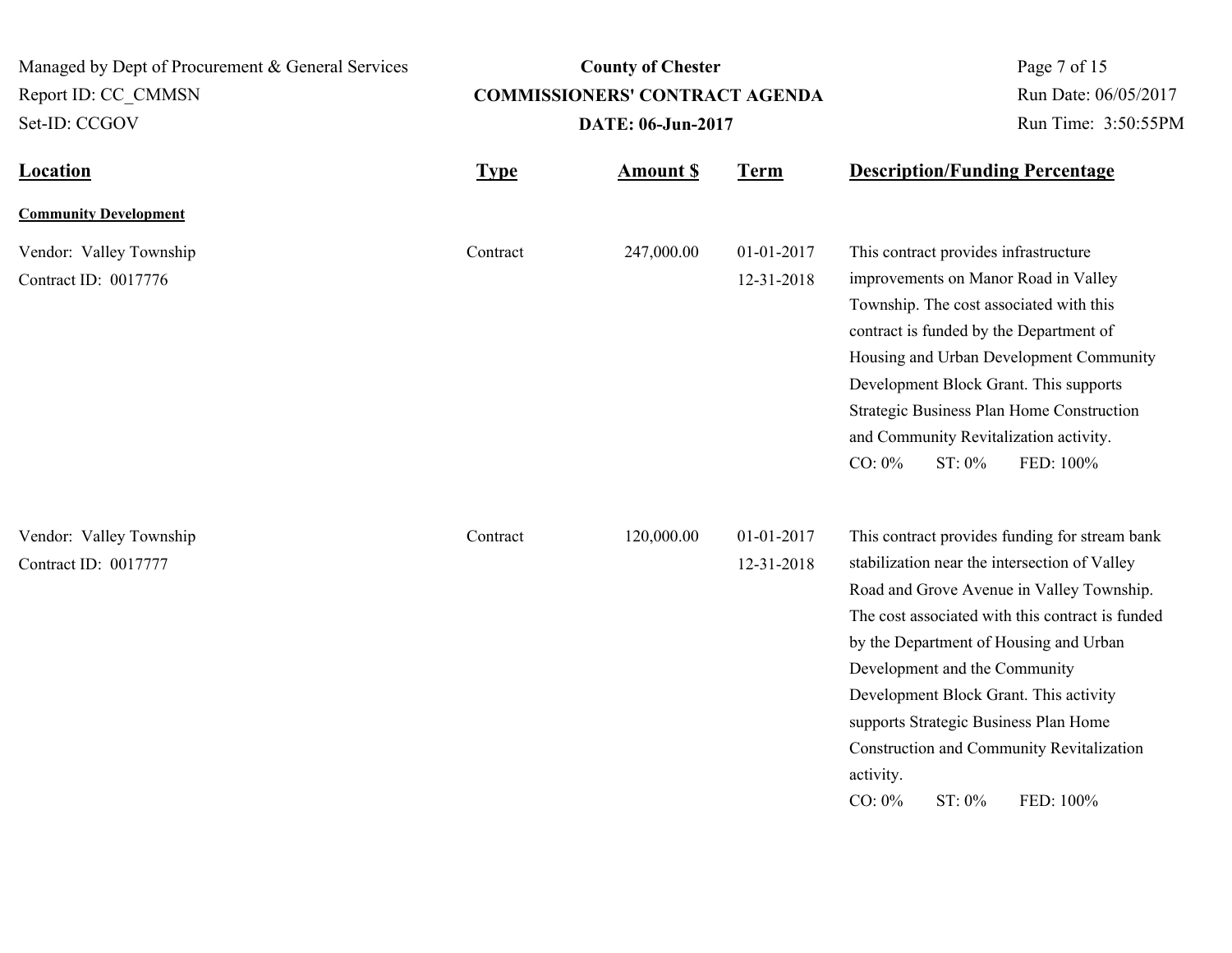| Location | Type | Amount $ | Term | Description/Funding Percentage |
|---|---|---|---|---|
| **Community Development** | | | | |
| Vendor: Valley Township<br>Contract ID: 0017776 | Contract | 247,000.00 | 01-01-2017<br>12-31-2018 | This contract provides infrastructure improvements on Manor Road in Valley Township. The cost associated with this contract is funded by the Department of Housing and Urban Development Community Development Block Grant. This supports Strategic Business Plan Home Construction and Community Revitalization activity.<br>CO: 0% ST: 0% FED: 100% |
| Vendor: Valley Township<br>Contract ID: 0017777 | Contract | 120,000.00 | 01-01-2017<br>12-31-2018 | This contract provides funding for stream bank stabilization near the intersection of Valley Road and Grove Avenue in Valley Township. The cost associated with this contract is funded by the Department of Housing and Urban Development and the Community Development Block Grant. This activity supports Strategic Business Plan Home Construction and Community Revitalization activity.<br>CO: 0% ST: 0% FED: 100% |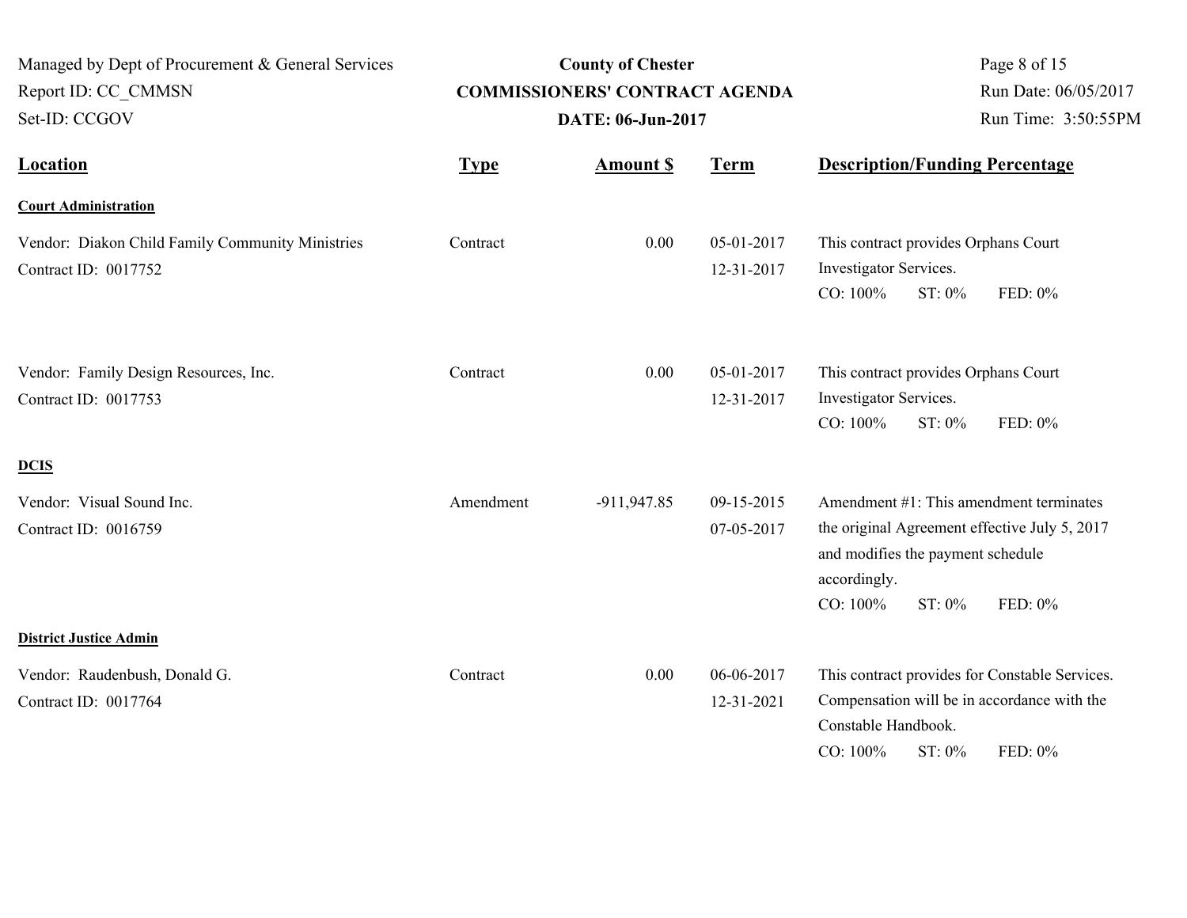| Location | Type | Amount $ | Term | Description/Funding Percentage |
|---|---|---|---|---|
| **Court Administration** | | | | |
| Vendor: Diakon Child Family Community Ministries<br>Contract ID: 0017752 | Contract | 0.00 | 05-01-2017<br>12-31-2017 | This contract provides Orphans Court Investigator Services.<br>CO: 100% ST: 0% FED: 0% |
| Vendor: Family Design Resources, Inc.<br>Contract ID: 0017753 | Contract | 0.00 | 05-01-2017<br>12-31-2017 | This contract provides Orphans Court Investigator Services.<br>CO: 100% ST: 0% FED: 0% |
| **DCIS** | | | | |
| Vendor: Visual Sound Inc.<br>Contract ID: 0016759 | Amendment | -911,947.85 | 09-15-2015<br>07-05-2017 | Amendment #1: This amendment terminates the original Agreement effective July 5, 2017 and modifies the payment schedule accordingly.<br>CO: 100% ST: 0% FED: 0% |
| **District Justice Admin** | | | | |
| Vendor: Raudenbush, Donald G.<br>Contract ID: 0017764 | Contract | 0.00 | 06-06-2017<br>12-31-2021 | This contract provides for Constable Services. Compensation will be in accordance with the Constable Handbook.<br>CO: 100% ST: 0% FED: 0% |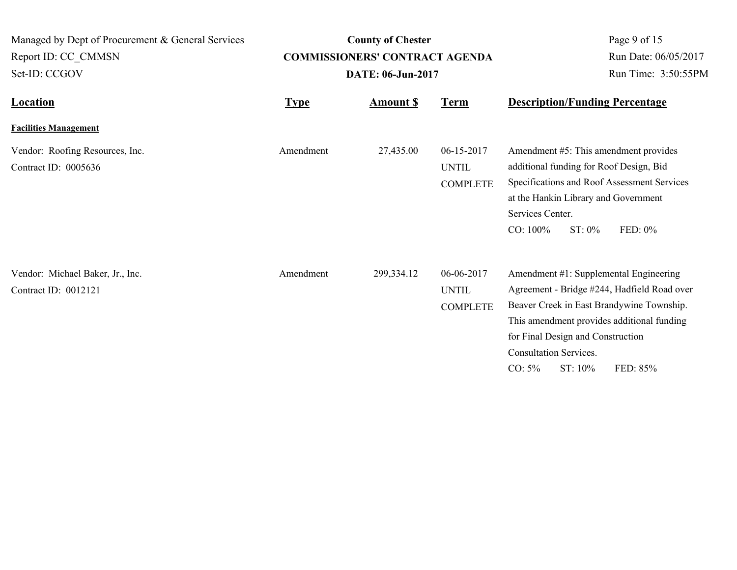| Location | Type | Amount $ | Term | Description/Funding Percentage |
|---|---|---|---|---|
| **Facilities Management** | | | | |
| Vendor: Roofing Resources, Inc.<br>Contract ID: 0005636 | Amendment | 27,435.00 | 06-15-2017 UNTIL COMPLETE | Amendment #5: This amendment provides additional funding for Roof Design, Bid Specifications and Roof Assessment Services at the Hankin Library and Government Services Center.<br>CO: 100% ST: 0% FED: 0% |
| Vendor: Michael Baker, Jr., Inc.<br>Contract ID: 0012121 | Amendment | 299,334.12 | 06-06-2017 UNTIL COMPLETE | Amendment #1: Supplemental Engineering Agreement - Bridge #244, Hadfield Road over Beaver Creek in East Brandywine Township. This amendment provides additional funding for Final Design and Construction Consultation Services.<br>CO: 5% ST: 10% FED: 85% |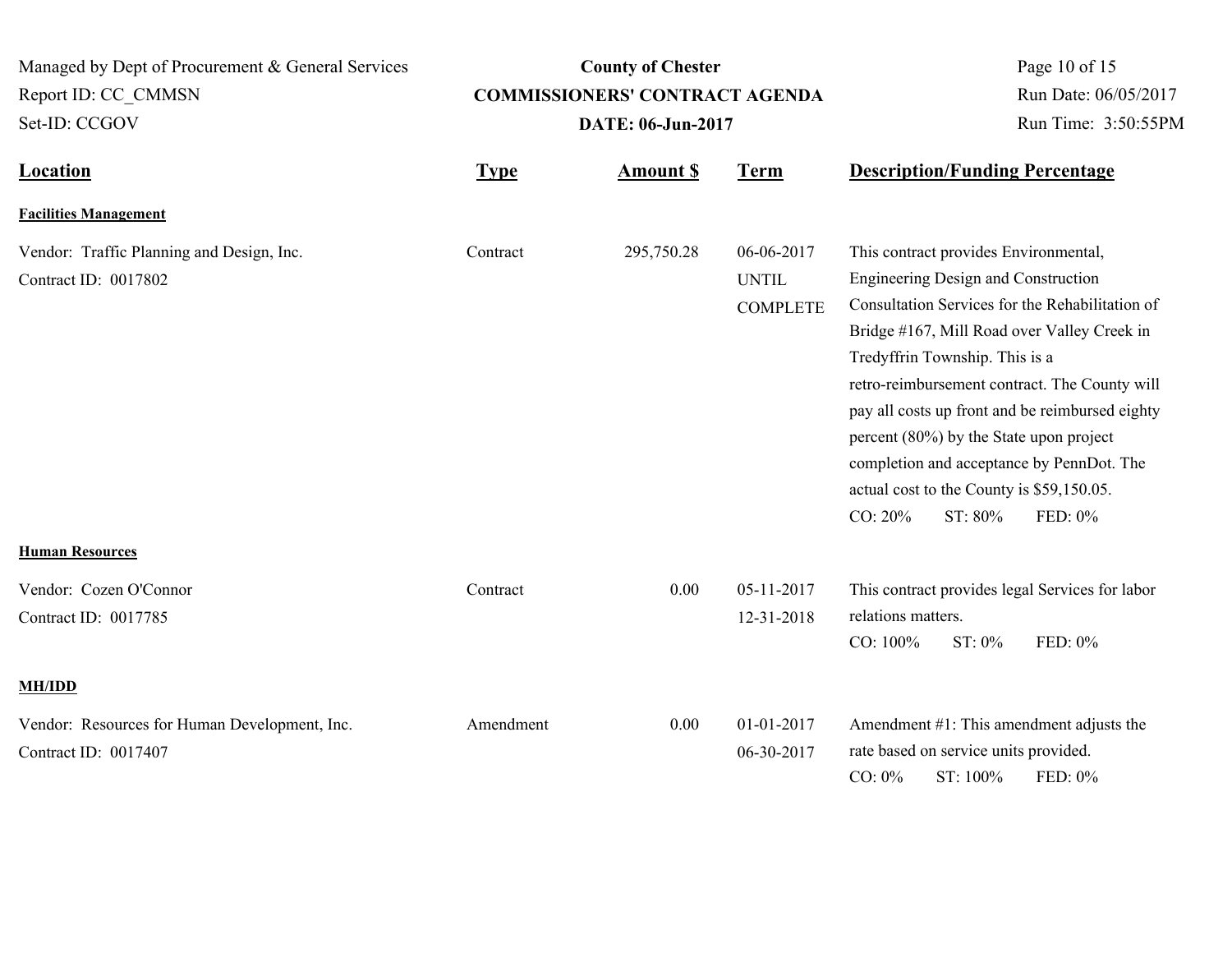| Location | Type | Amount $ | Term | Description/Funding Percentage |
|---|---|---|---|---|
| **Facilities Management** | | | | |
| Vendor: Traffic Planning and Design, Inc.<br>Contract ID: 0017802 | Contract | 295,750.28 | 06-06-2017<br>UNTIL<br>COMPLETE | This contract provides Environmental, Engineering Design and Construction Consultation Services for the Rehabilitation of Bridge #167, Mill Road over Valley Creek in Tredyffrin Township. This is a retro-reimbursement contract. The County will pay all costs up front and be reimbursed eighty percent (80%) by the State upon project completion and acceptance by PennDot. The actual cost to the County is $59,150.05.<br>CO: 20% ST: 80% FED: 0% |
| **Human Resources** | | | | |
| Vendor: Cozen O'Connor<br>Contract ID: 0017785 | Contract | 0.00 | 05-11-2017<br>12-31-2018 | This contract provides legal Services for labor relations matters.<br>CO: 100% ST: 0% FED: 0% |
| **MH/IDD** | | | | |
| Vendor: Resources for Human Development, Inc.<br>Contract ID: 0017407 | Amendment | 0.00 | 01-01-2017<br>06-30-2017 | Amendment #1: This amendment adjusts the rate based on service units provided.<br>CO: 0% ST: 100% FED: 0% |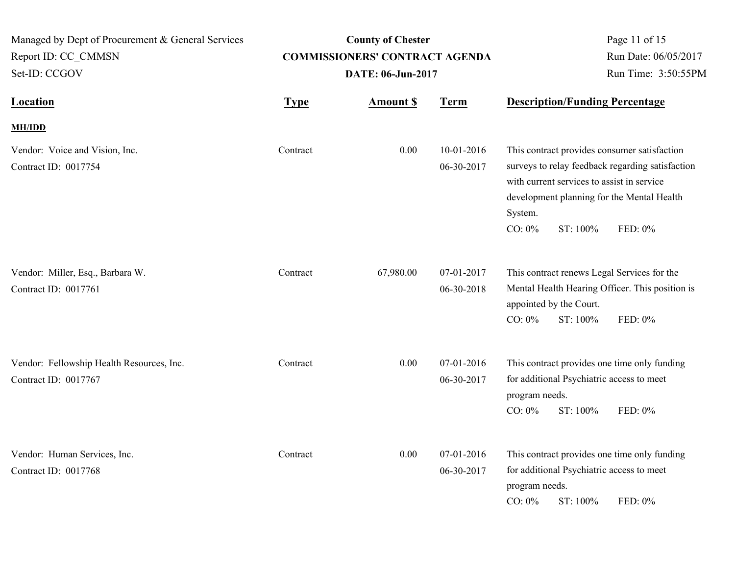| Location | Type | Amount $ | Term | Description/Funding Percentage |
|---|---|---|---|---|
| **MH/IDD** | | | | |
| Vendor: Voice and Vision, Inc.<br>Contract ID: 0017754 | Contract | 0.00 | 10-01-2016<br>06-30-2017 | This contract provides consumer satisfaction surveys to relay feedback regarding satisfaction with current services to assist in service development planning for the Mental Health System.<br>CO: 0% ST: 100% FED: 0% |
| Vendor: Miller, Esq., Barbara W.<br>Contract ID: 0017761 | Contract | 67,980.00 | 07-01-2017<br>06-30-2018 | This contract renews Legal Services for the Mental Health Hearing Officer. This position is appointed by the Court.<br>CO: 0% ST: 100% FED: 0% |
| Vendor: Fellowship Health Resources, Inc.<br>Contract ID: 0017767 | Contract | 0.00 | 07-01-2016<br>06-30-2017 | This contract provides one time only funding for additional Psychiatric access to meet program needs.<br>CO: 0% ST: 100% FED: 0% |
| Vendor: Human Services, Inc.<br>Contract ID: 0017768 | Contract | 0.00 | 07-01-2016<br>06-30-2017 | This contract provides one time only funding for additional Psychiatric access to meet program needs.<br>CO: 0% ST: 100% FED: 0% |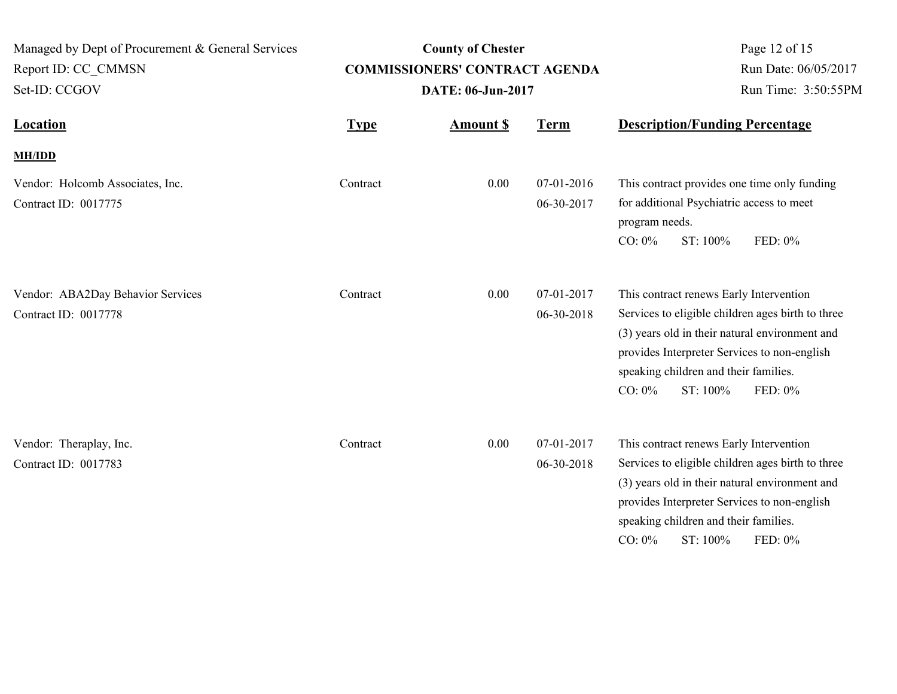| Location | Type | Amount $ | Term | Description/Funding Percentage |
|---|---|---|---|---|
| **MH/IDD** | | | | |
| Vendor: Holcomb Associates, Inc.<br>Contract ID: 0017775 | Contract | 0.00 | 07-01-2016<br>06-30-2017 | This contract provides one time only funding for additional Psychiatric access to meet program needs.<br>CO: 0% ST: 100% FED: 0% |
| Vendor: ABA2Day Behavior Services<br>Contract ID: 0017778 | Contract | 0.00 | 07-01-2017<br>06-30-2018 | This contract renews Early Intervention Services to eligible children ages birth to three (3) years old in their natural environment and provides Interpreter Services to non-english speaking children and their families.<br>CO: 0% ST: 100% FED: 0% |
| Vendor: Theraplay, Inc.<br>Contract ID: 0017783 | Contract | 0.00 | 07-01-2017<br>06-30-2018 | This contract renews Early Intervention Services to eligible children ages birth to three (3) years old in their natural environment and provides Interpreter Services to non-english speaking children and their families.<br>CO: 0% ST: 100% FED: 0% |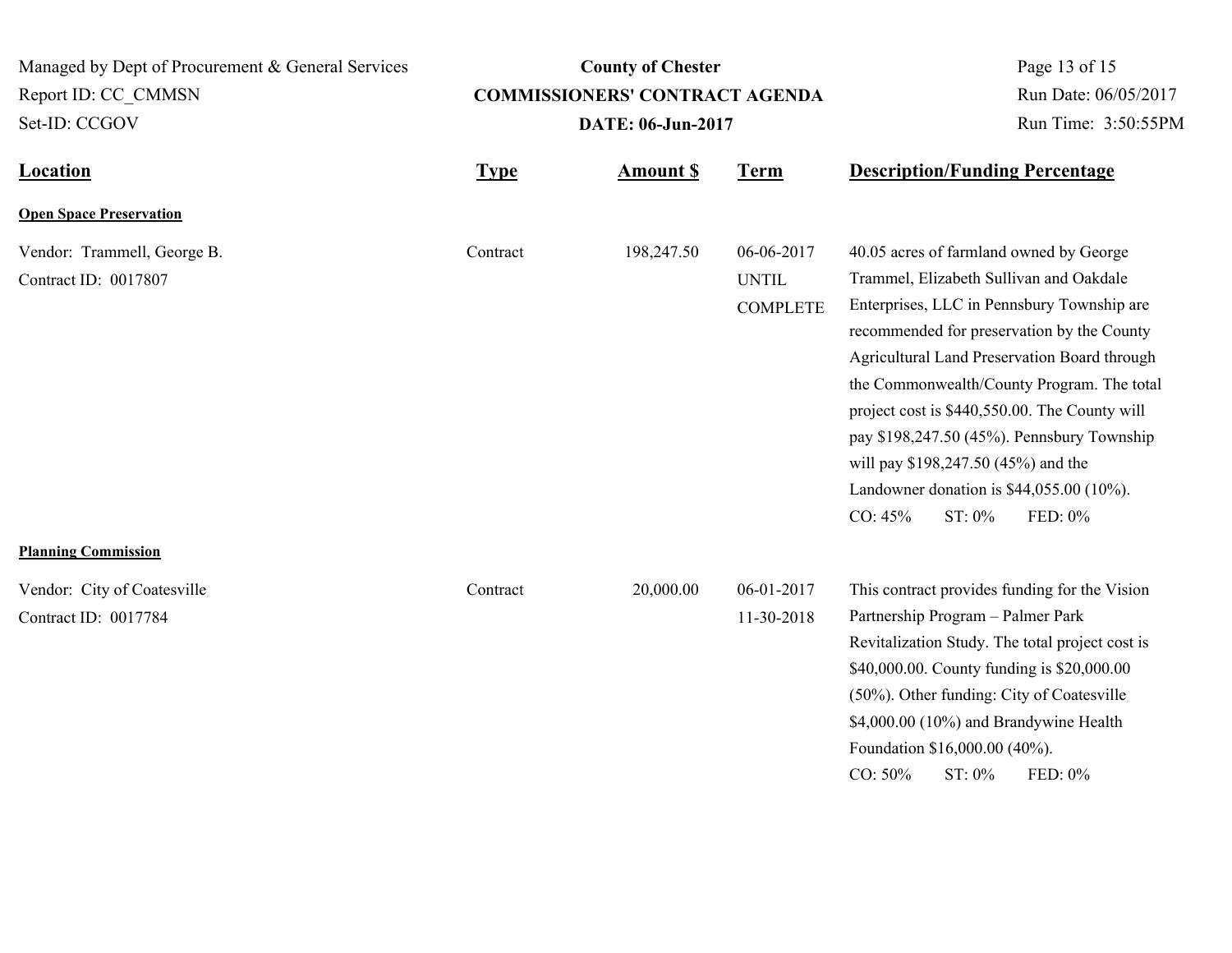| Location | Type | Amount $ | Term | Description/Funding Percentage |
|---|---|---|---|---|
| **Open Space Preservation** | | | | |
| Vendor: Trammell, George B.<br>Contract ID: 0017807 | Contract | 198,247.50 | 06-06-2017 UNTIL COMPLETE | 40.05 acres of farmland owned by George Trammel, Elizabeth Sullivan and Oakdale Enterprises, LLC in Pennsbury Township are recommended for preservation by the County Agricultural Land Preservation Board through the Commonwealth/County Program. The total project cost is $440,550.00. The County will pay $198,247.50 (45%). Pennsbury Township will pay $198,247.50 (45%) and the Landowner donation is $44,055.00 (10%).<br>CO: 45% ST: 0% FED: 0% |
| **Planning Commission** | | | | |
| Vendor: City of Coatesville<br>Contract ID: 0017784 | Contract | 20,000.00 | 06-01-2017 11-30-2018 | This contract provides funding for the Vision Partnership Program – Palmer Park Revitalization Study. The total project cost is $40,000.00. County funding is $20,000.00 (50%). Other funding: City of Coatesville $4,000.00 (10%) and Brandywine Health Foundation $16,000.00 (40%).<br>CO: 50% ST: 0% FED: 0% |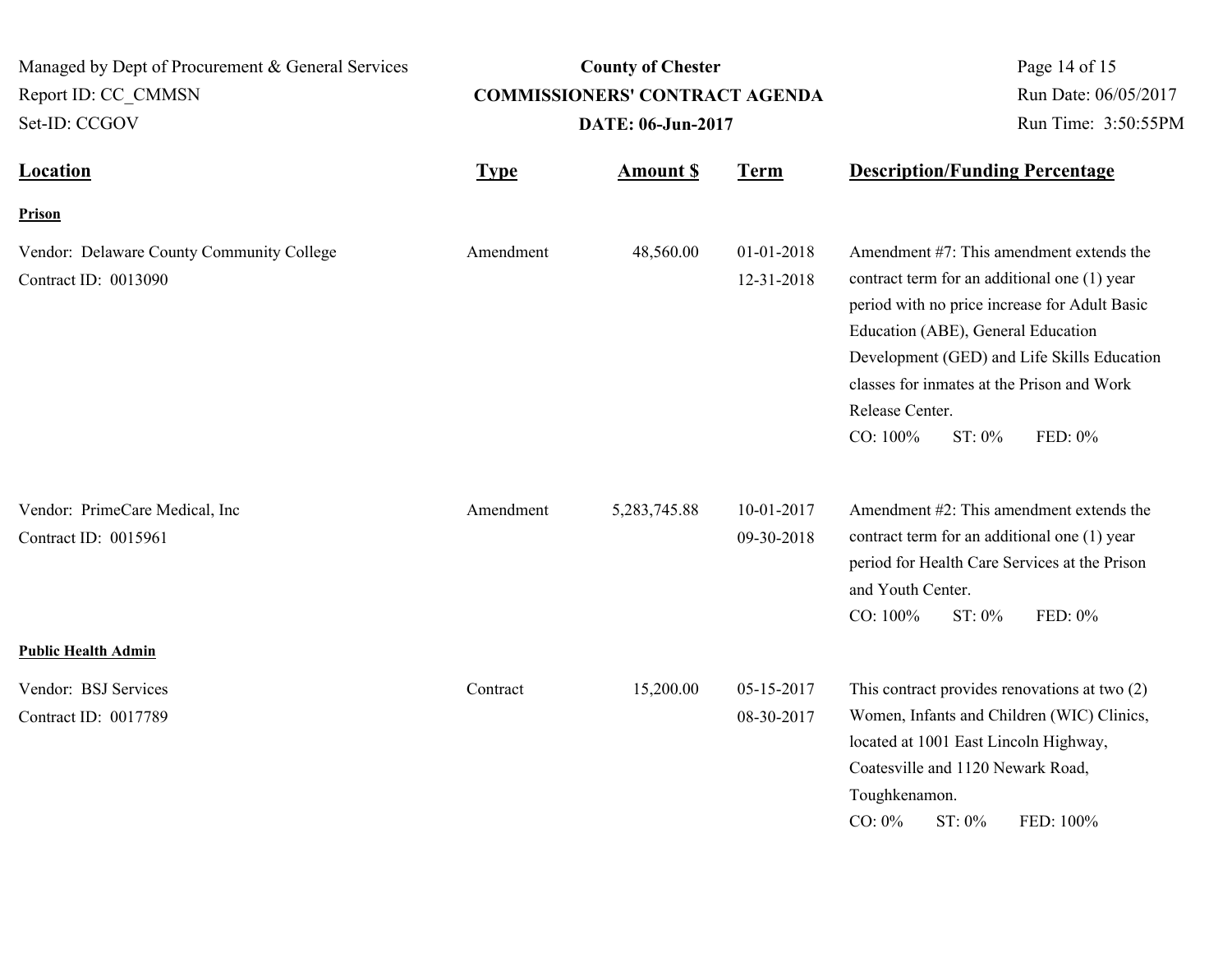Managed by Dept of Procurement & General Services
Report ID: CC_CMMSN
Set-ID: CCGOV

**County of Chester**
**COMMISSIONERS' CONTRACT AGENDA**
**DATE: 06-Jun-2017**

Run Date: 06/05/2017
Run Time: 3:50:55PM

| Location | Type | Amount $ | Term | Description/Funding Percentage |
|---|---|---|---|---|
| **Prison** | | | | |
| Vendor: Delaware County Community College<br>Contract ID: 0013090 | Amendment | 48,560.00 | 01-01-2018<br>12-31-2018 | Amendment #7: This amendment extends the contract term for an additional one (1) year period with no price increase for Adult Basic Education (ABE), General Education Development (GED) and Life Skills Education classes for inmates at the Prison and Work Release Center.<br>CO: 100% ST: 0% FED: 0% |
| Vendor: PrimeCare Medical, Inc<br>Contract ID: 0015961 | Amendment | 5,283,745.88 | 10-01-2017<br>09-30-2018 | Amendment #2: This amendment extends the contract term for an additional one (1) year period for Health Care Services at the Prison and Youth Center.<br>CO: 100% ST: 0% FED: 0% |
| **Public Health Admin** | | | | |
| Vendor: BSJ Services<br>Contract ID: 0017789 | Contract | 15,200.00 | 05-15-2017<br>08-30-2017 | This contract provides renovations at two (2) Women, Infants and Children (WIC) Clinics, located at 1001 East Lincoln Highway, Coatesville and 1120 Newark Road, Toughkenamon.<br>CO: 0% ST: 0% FED: 100% |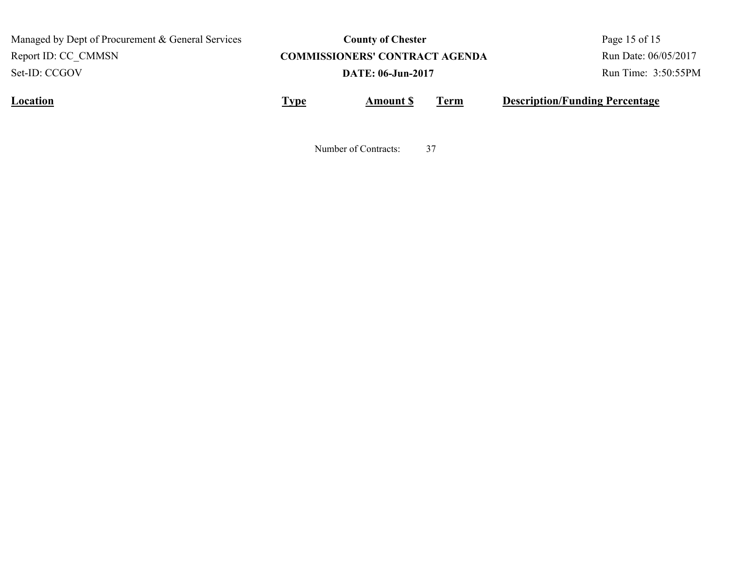| Location | Type | Amount $ | Term | Description/Funding Percentage |
|---|---|---|---|---|

Number of Contracts: 37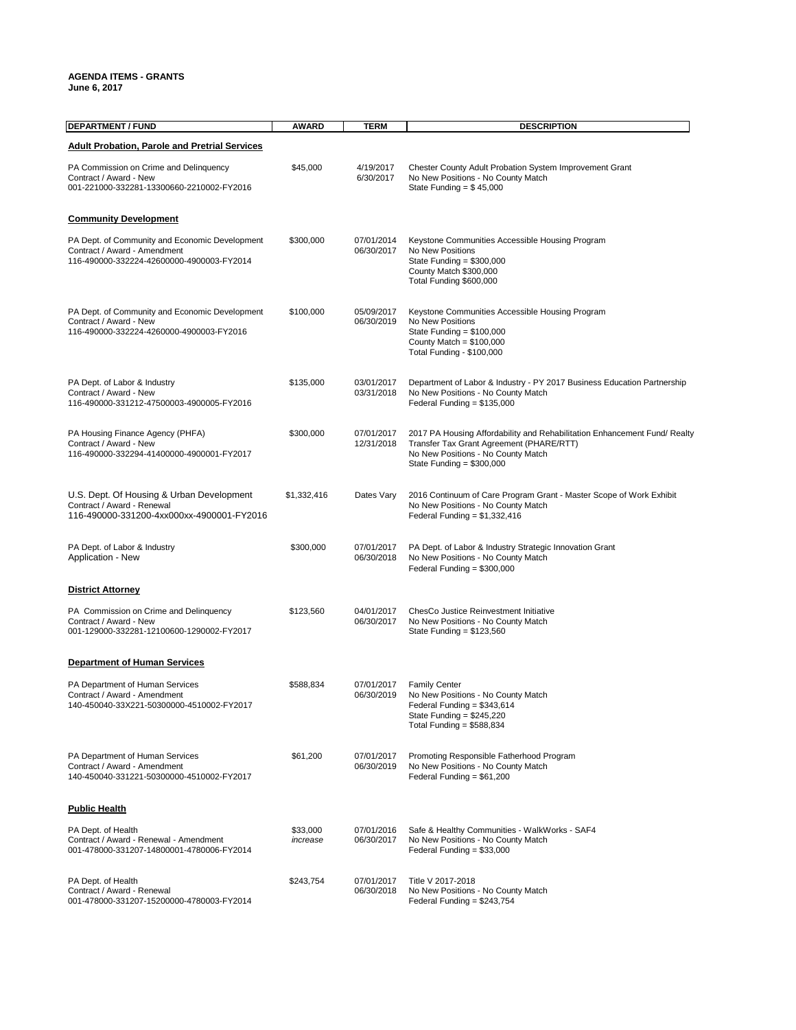**AGENDA ITEMS - GRANTS**
**June 6, 2017**

| DEPARTMENT / FUND | AWARD | TERM | DESCRIPTION |
|---|---|---|---|
| **Adult Probation, Parole and Pretrial Services** | | | |
| PA Commission on Crime and Delinquency<br>Contract / Award - New<br>001-221000-332281-13300660-2210002-FY2016 | $45,000 | 4/19/2017<br>6/30/2017 | Chester County Adult Probation System Improvement Grant<br>No New Positions - No County Match<br>State Funding = $ 45,000 |
| **Community Development** | | | |
| PA Dept. of Community and Economic Development<br>Contract / Award - Amendment<br>116-490000-332224-42600000-4900003-FY2014 | $300,000 | 07/01/2014<br>06/30/2017 | Keystone Communities Accessible Housing Program<br>No New Positions<br>State Funding = $300,000<br>County Match $300,000<br>Total Funding $600,000 |
| PA Dept. of Community and Economic Development<br>Contract / Award - New<br>116-490000-332224-4260000-4900003-FY2016 | $100,000 | 05/09/2017<br>06/30/2019 | Keystone Communities Accessible Housing Program<br>No New Positions<br>State Funding = $100,000<br>County Match = $100,000<br>Total Funding - $100,000 |
| PA Dept. of Labor & Industry<br>Contract / Award - New<br>116-490000-331212-47500003-4900005-FY2016 | $135,000 | 03/01/2017<br>03/31/2018 | Department of Labor & Industry - PY 2017 Business Education Partnership<br>No New Positions - No County Match<br>Federal Funding = $135,000 |
| PA Housing Finance Agency (PHFA)<br>Contract / Award - New<br>116-490000-332294-41400000-4900001-FY2017 | $300,000 | 07/01/2017<br>12/31/2018 | 2017 PA Housing Affordability and Rehabilitation Enhancement Fund/ Realty Transfer Tax Grant Agreement (PHARE/RTT)<br>No New Positions - No County Match<br>State Funding = $300,000 |
| U.S. Dept. Of Housing & Urban Development<br>Contract / Award - Renewal<br>116-490000-331200-4xx000xx-4900001-FY2016 | $1,332,416 | Dates Vary | 2016 Continuum of Care Program Grant - Master Scope of Work Exhibit<br>No New Positions - No County Match<br>Federal Funding = $1,332,416 |
| PA Dept. of Labor & Industry<br>Application - New | $300,000 | 07/01/2017<br>06/30/2018 | PA Dept. of Labor & Industry Strategic Innovation Grant<br>No New Positions - No County Match<br>Federal Funding = $300,000 |
| **District Attorney** | | | |
| PA Commission on Crime and Delinquency<br>Contract / Award - New<br>001-129000-332281-12100600-1290002-FY2017 | $123,560 | 04/01/2017<br>06/30/2017 | ChesCo Justice Reinvestment Initiative<br>No New Positions - No County Match<br>State Funding = $123,560 |
| **Department of Human Services** | | | |
| PA Department of Human Services<br>Contract / Award - Amendment<br>140-450040-33X221-50300000-4510002-FY2017 | $588,834 | 07/01/2017<br>06/30/2019 | Family Center<br>No New Positions - No County Match<br>Federal Funding = $343,614<br>State Funding = $245,220<br>Total Funding = $588,834 |
| PA Department of Human Services<br>Contract / Award - Amendment<br>140-450040-331221-50300000-4510002-FY2017 | $61,200 | 07/01/2017<br>06/30/2019 | Promoting Responsible Fatherhood Program<br>No New Positions - No County Match<br>Federal Funding = $61,200 |
| **Public Health** | | | |
| PA Dept. of Health<br>Contract / Award - Renewal - Amendment<br>001-478000-331207-14800001-4780006-FY2014 | $33,000<br>*increase* | 07/01/2016<br>06/30/2017 | Safe & Healthy Communities - WalkWorks - SAF4<br>No New Positions - No County Match<br>Federal Funding = $33,000 |
| PA Dept. of Health<br>Contract / Award - Renewal<br>001-478000-331207-15200000-4780003-FY2014 | $243,754 | 07/01/2017<br>06/30/2018 | Title V 2017-2018<br>No New Positions - No County Match<br>Federal Funding = $243,754 |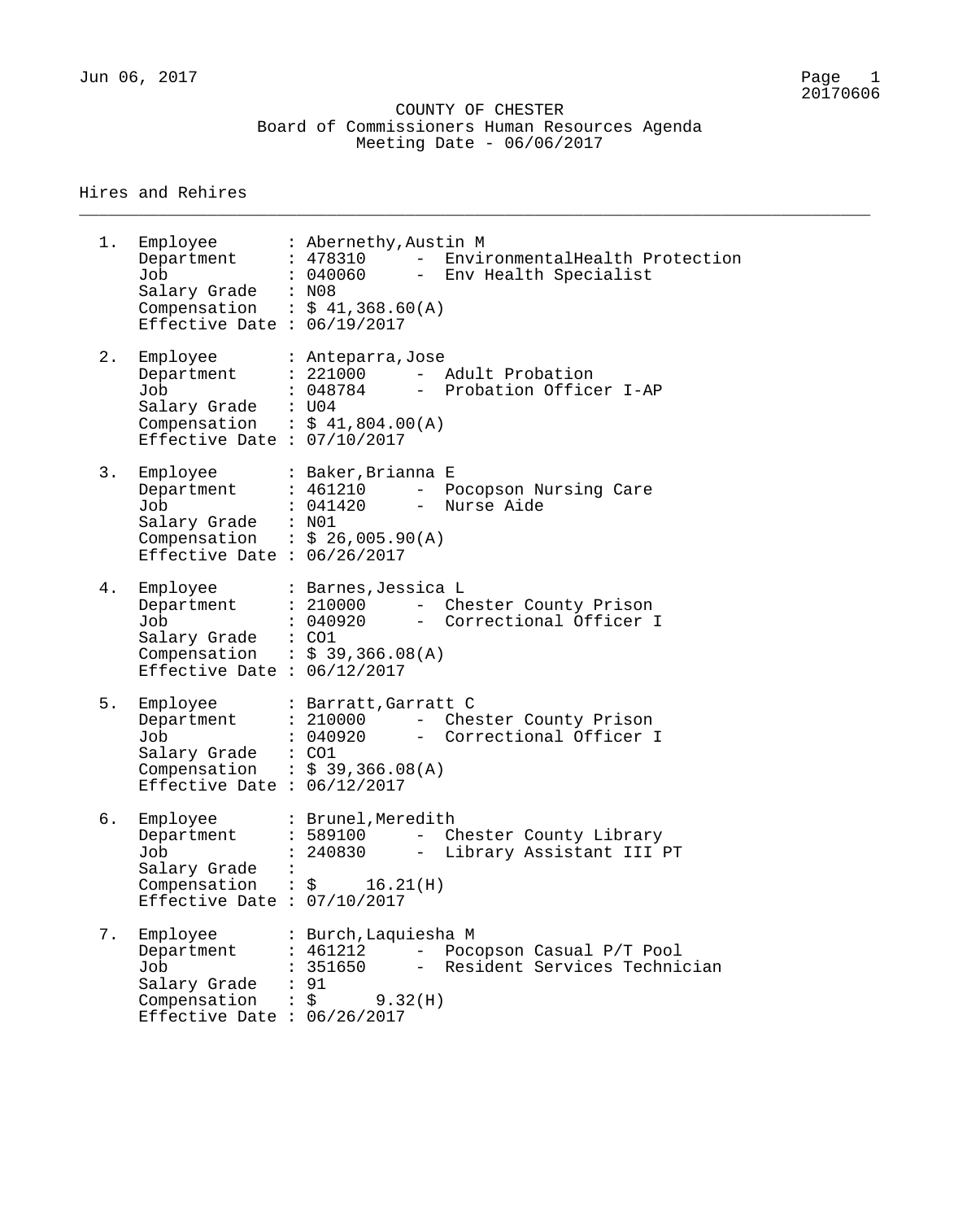COUNTY OF CHESTER
Board of Commissioners Human Resources Agenda
Meeting Date - 06/06/2017

## Hires and Rehires

1. Employee : Abernethy,Austin M
   Department : 478310 - EnvironmentalHealth Protection
   Job : 040060 - Env Health Specialist
   Salary Grade : N08
   Compensation : $ 41,368.60(A)
   Effective Date : 06/19/2017

2. Employee : Anteparra,Jose
   Department : 221000 - Adult Probation
   Job : 048784 - Probation Officer I-AP
   Salary Grade : U04
   Compensation : $ 41,804.00(A)
   Effective Date : 07/10/2017

3. Employee : Baker,Brianna E
   Department : 461210 - Pocopson Nursing Care
   Job : 041420 - Nurse Aide
   Salary Grade : N01
   Compensation : $ 26,005.90(A)
   Effective Date : 06/26/2017

4. Employee : Barnes,Jessica L
   Department : 210000 - Chester County Prison
   Job : 040920 - Correctional Officer I
   Salary Grade : CO1
   Compensation : $ 39,366.08(A)
   Effective Date : 06/12/2017

5. Employee : Barratt,Garratt C
   Department : 210000 - Chester County Prison
   Job : 040920 - Correctional Officer I
   Salary Grade : CO1
   Compensation : $ 39,366.08(A)
   Effective Date : 06/12/2017

6. Employee : Brunel,Meredith
   Department : 589100 - Chester County Library
   Job : 240830 - Library Assistant III PT
   Salary Grade :
   Compensation : $ 16.21(H)
   Effective Date : 07/10/2017

7. Employee : Burch,Laquiesha M
   Department : 461212 - Pocopson Casual P/T Pool
   Job : 351650 - Resident Services Technician
   Salary Grade : 91
   Compensation : $ 9.32(H)
   Effective Date : 06/26/2017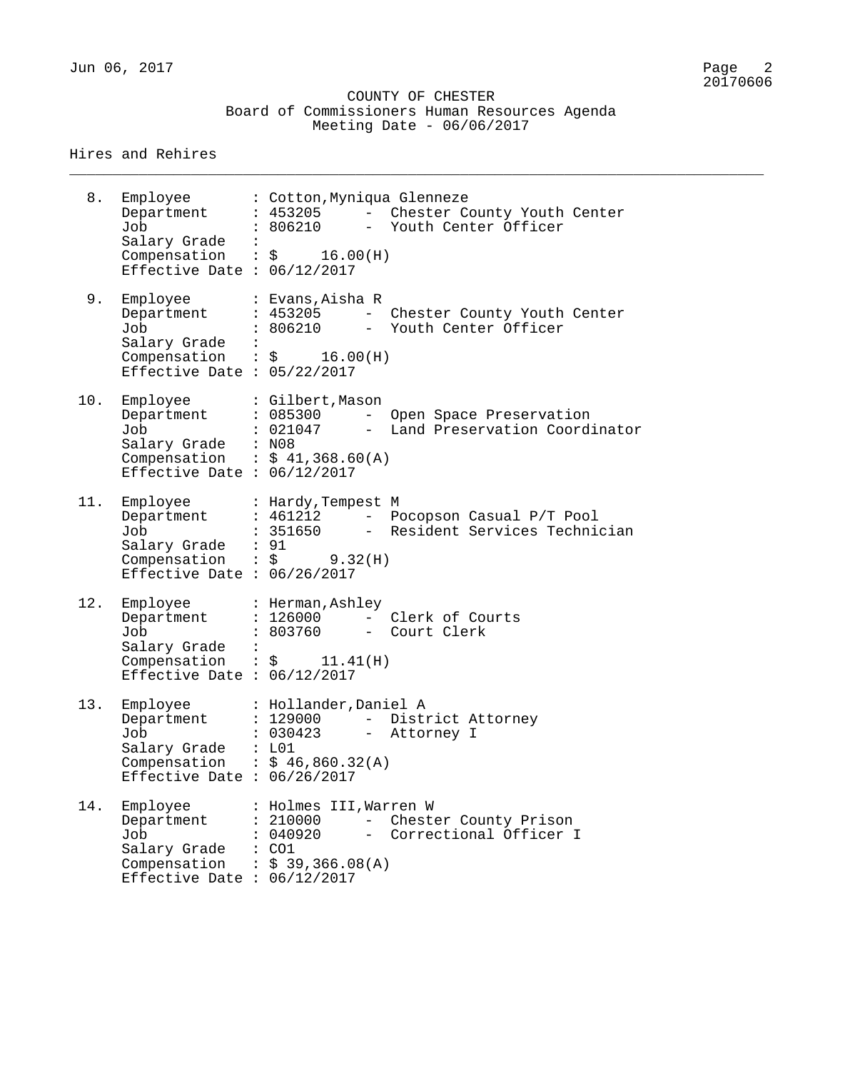COUNTY OF CHESTER
Board of Commissioners Human Resources Agenda
Meeting Date - 06/06/2017

Hires and Rehires

---

8. Employee : Cotton,Myniqua Glenneze
   Department : 453205 - Chester County Youth Center
   Job : 806210 - Youth Center Officer
   Salary Grade :
   Compensation : $ 16.00(H)
   Effective Date : 06/12/2017

9. Employee : Evans,Aisha R
   Department : 453205 - Chester County Youth Center
   Job : 806210 - Youth Center Officer
   Salary Grade :
   Compensation : $ 16.00(H)
   Effective Date : 05/22/2017

10. Employee : Gilbert,Mason
    Department : 085300 - Open Space Preservation
    Job : 021047 - Land Preservation Coordinator
    Salary Grade : N08
    Compensation : $ 41,368.60(A)
    Effective Date : 06/12/2017

11. Employee : Hardy,Tempest M
    Department : 461212 - Pocopson Casual P/T Pool
    Job : 351650 - Resident Services Technician
    Salary Grade : 91
    Compensation : $ 9.32(H)
    Effective Date : 06/26/2017

12. Employee : Herman,Ashley
    Department : 126000 - Clerk of Courts
    Job : 803760 - Court Clerk
    Salary Grade :
    Compensation : $ 11.41(H)
    Effective Date : 06/12/2017

13. Employee : Hollander,Daniel A
    Department : 129000 - District Attorney
    Job : 030423 - Attorney I
    Salary Grade : L01
    Compensation : $ 46,860.32(A)
    Effective Date : 06/26/2017

14. Employee : Holmes III,Warren W
    Department : 210000 - Chester County Prison
    Job : 040920 - Correctional Officer I
    Salary Grade : CO1
    Compensation : $ 39,366.08(A)
    Effective Date : 06/12/2017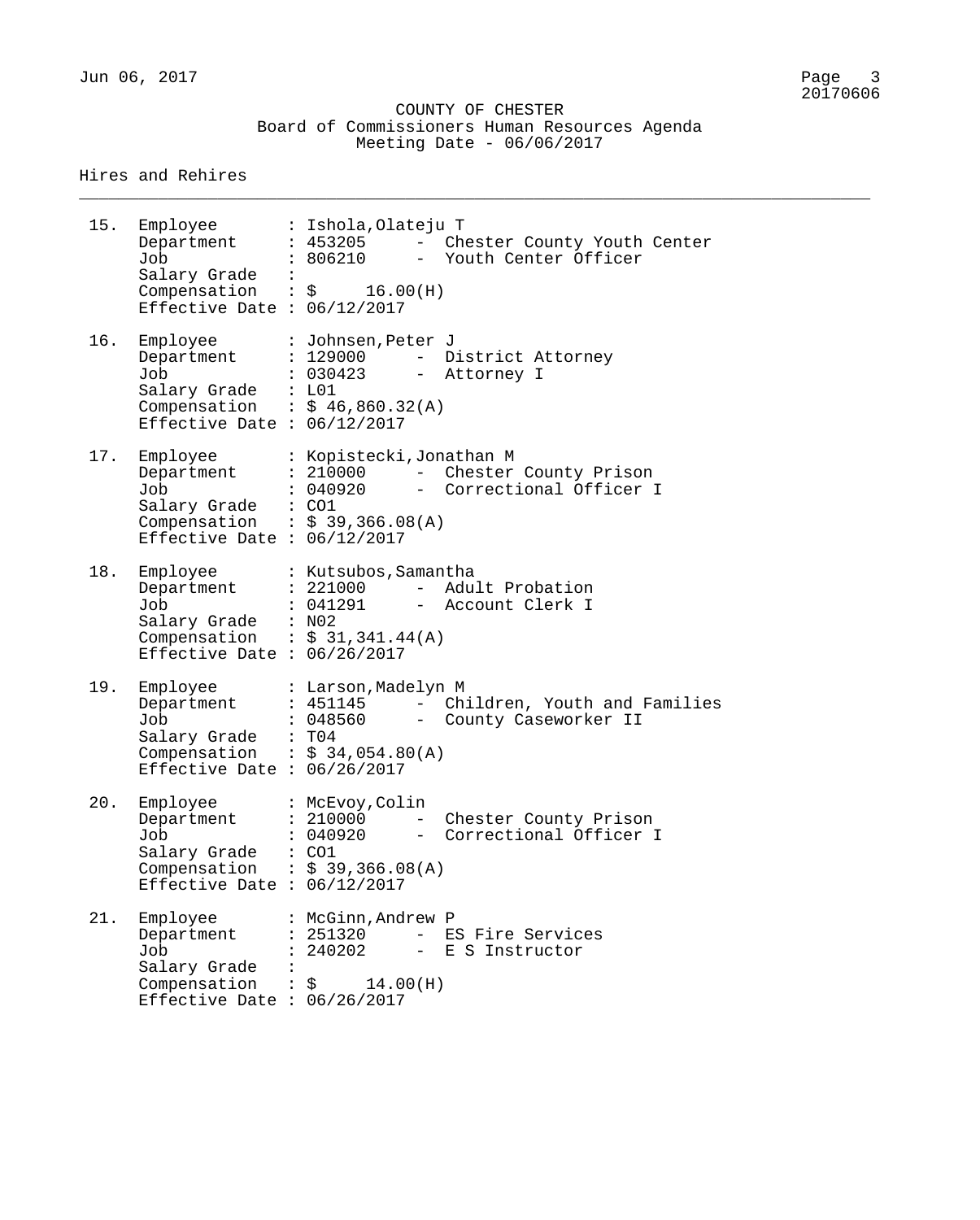COUNTY OF CHESTER
Board of Commissioners Human Resources Agenda
Meeting Date - 06/06/2017

Hires and Rehires

---

15. Employee : Ishola,Olateju T
    Department : 453205 - Chester County Youth Center
    Job : 806210 - Youth Center Officer
    Salary Grade :
    Compensation : $ 16.00(H)
    Effective Date : 06/12/2017

16. Employee : Johnsen,Peter J
    Department : 129000 - District Attorney
    Job : 030423 - Attorney I
    Salary Grade : L01
    Compensation : $ 46,860.32(A)
    Effective Date : 06/12/2017

17. Employee : Kopistecki,Jonathan M
    Department : 210000 - Chester County Prison
    Job : 040920 - Correctional Officer I
    Salary Grade : CO1
    Compensation : $ 39,366.08(A)
    Effective Date : 06/12/2017

18. Employee : Kutsubos,Samantha
    Department : 221000 - Adult Probation
    Job : 041291 - Account Clerk I
    Salary Grade : N02
    Compensation : $ 31,341.44(A)
    Effective Date : 06/26/2017

19. Employee : Larson,Madelyn M
    Department : 451145 - Children, Youth and Families
    Job : 048560 - County Caseworker II
    Salary Grade : T04
    Compensation : $ 34,054.80(A)
    Effective Date : 06/26/2017

20. Employee : McEvoy,Colin
    Department : 210000 - Chester County Prison
    Job : 040920 - Correctional Officer I
    Salary Grade : CO1
    Compensation : $ 39,366.08(A)
    Effective Date : 06/12/2017

21. Employee : McGinn,Andrew P
    Department : 251320 - ES Fire Services
    Job : 240202 - E S Instructor
    Salary Grade :
    Compensation : $ 14.00(H)
    Effective Date : 06/26/2017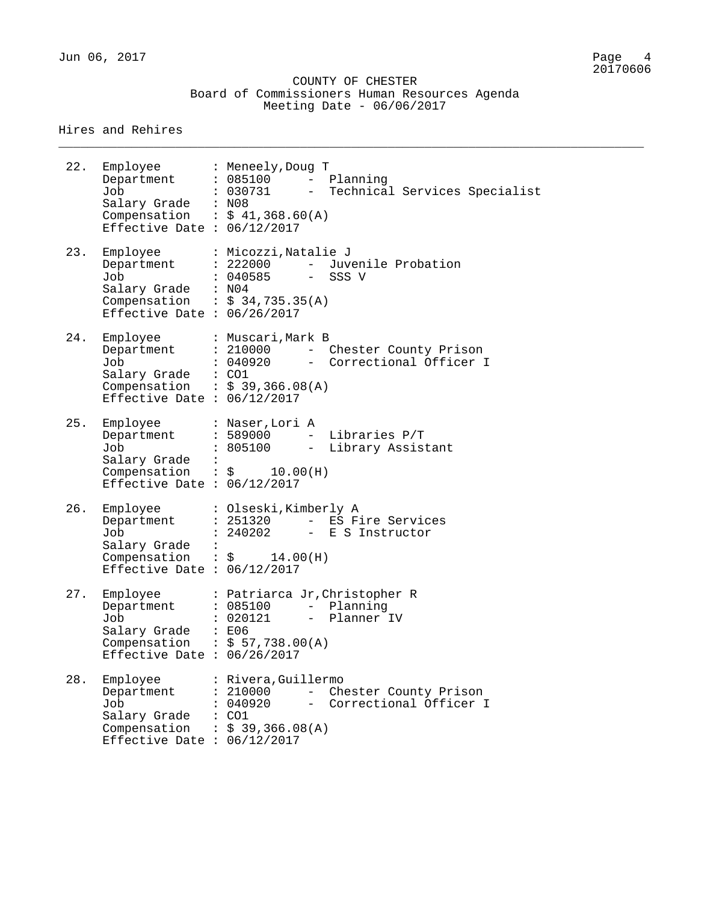COUNTY OF CHESTER
Board of Commissioners Human Resources Agenda
Meeting Date - 06/06/2017

Hires and Rehires

---

22. Employee : Meneely,Doug T
    Department : 085100 - Planning
    Job : 030731 - Technical Services Specialist
    Salary Grade : N08
    Compensation : $ 41,368.60(A)
    Effective Date : 06/12/2017

23. Employee : Micozzi,Natalie J
    Department : 222000 - Juvenile Probation
    Job : 040585 - SSS V
    Salary Grade : N04
    Compensation : $ 34,735.35(A)
    Effective Date : 06/26/2017

24. Employee : Muscari,Mark B
    Department : 210000 - Chester County Prison
    Job : 040920 - Correctional Officer I
    Salary Grade : CO1
    Compensation : $ 39,366.08(A)
    Effective Date : 06/12/2017

25. Employee : Naser,Lori A
    Department : 589000 - Libraries P/T
    Job : 805100 - Library Assistant
    Salary Grade :
    Compensation : $ 10.00(H)
    Effective Date : 06/12/2017

26. Employee : Olseski,Kimberly A
    Department : 251320 - ES Fire Services
    Job : 240202 - E S Instructor
    Salary Grade :
    Compensation : $ 14.00(H)
    Effective Date : 06/12/2017

27. Employee : Patriarca Jr,Christopher R
    Department : 085100 - Planning
    Job : 020121 - Planner IV
    Salary Grade : E06
    Compensation : $ 57,738.00(A)
    Effective Date : 06/26/2017

28. Employee : Rivera,Guillermo
    Department : 210000 - Chester County Prison
    Job : 040920 - Correctional Officer I
    Salary Grade : CO1
    Compensation : $ 39,366.08(A)
    Effective Date : 06/12/2017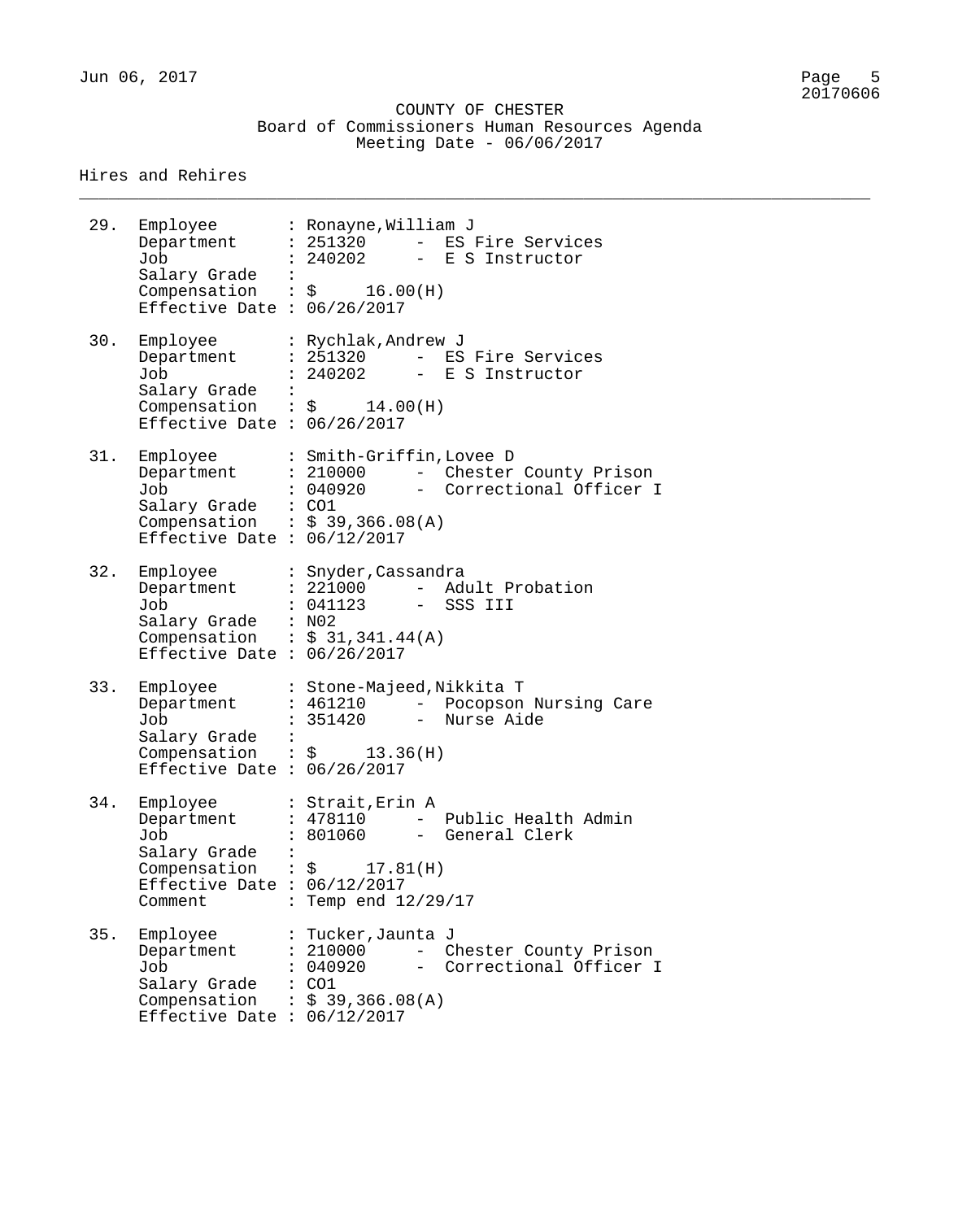COUNTY OF CHESTER
Board of Commissioners Human Resources Agenda
Meeting Date - 06/06/2017

Hires and Rehires

29. Employee : Ronayne,William J
    Department : 251320 - ES Fire Services
    Job : 240202 - E S Instructor
    Salary Grade :
    Compensation : $ 16.00(H)
    Effective Date : 06/26/2017

30. Employee : Rychlak,Andrew J
    Department : 251320 - ES Fire Services
    Job : 240202 - E S Instructor
    Salary Grade :
    Compensation : $ 14.00(H)
    Effective Date : 06/26/2017

31. Employee : Smith-Griffin,Lovee D
    Department : 210000 - Chester County Prison
    Job : 040920 - Correctional Officer I
    Salary Grade : CO1
    Compensation : $ 39,366.08(A)
    Effective Date : 06/12/2017

32. Employee : Snyder,Cassandra
    Department : 221000 - Adult Probation
    Job : 041123 - SSS III
    Salary Grade : N02
    Compensation : $ 31,341.44(A)
    Effective Date : 06/26/2017

33. Employee : Stone-Majeed,Nikkita T
    Department : 461210 - Pocopson Nursing Care
    Job : 351420 - Nurse Aide
    Salary Grade :
    Compensation : $ 13.36(H)
    Effective Date : 06/26/2017

34. Employee : Strait,Erin A
    Department : 478110 - Public Health Admin
    Job : 801060 - General Clerk
    Salary Grade :
    Compensation : $ 17.81(H)
    Effective Date : 06/12/2017
    Comment : Temp end 12/29/17

35. Employee : Tucker,Jaunta J
    Department : 210000 - Chester County Prison
    Job : 040920 - Correctional Officer I
    Salary Grade : CO1
    Compensation : $ 39,366.08(A)
    Effective Date : 06/12/2017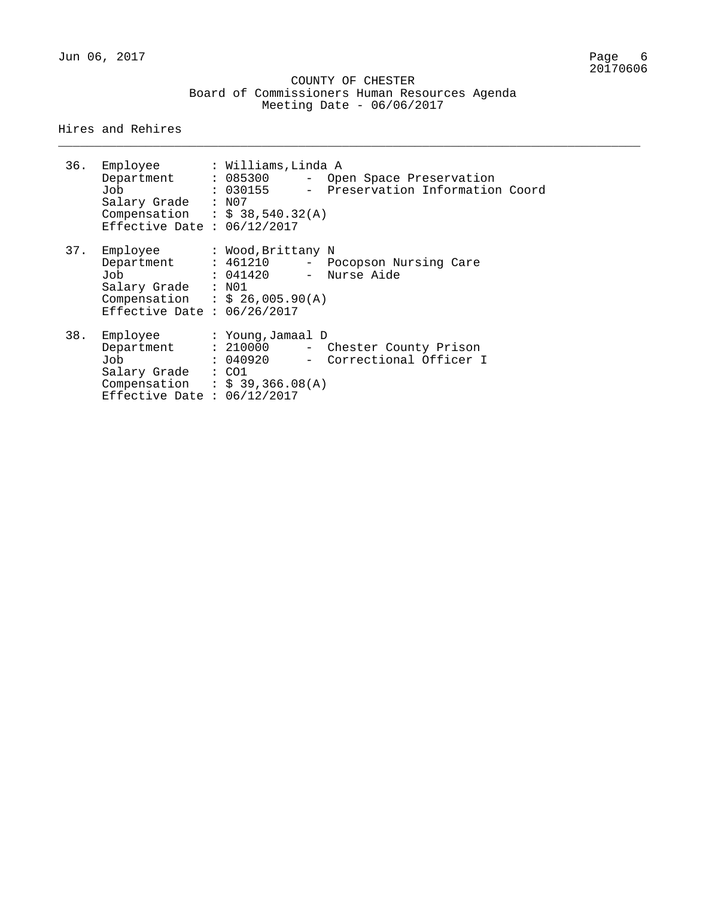COUNTY OF CHESTER
Board of Commissioners Human Resources Agenda
Meeting Date - 06/06/2017

Hires and Rehires

---

36. Employee : Williams,Linda A
    Department : 085300 - Open Space Preservation
    Job : 030155 - Preservation Information Coord
    Salary Grade : N07
    Compensation : $ 38,540.32(A)
    Effective Date : 06/12/2017

37. Employee : Wood,Brittany N
    Department : 461210 - Pocopson Nursing Care
    Job : 041420 - Nurse Aide
    Salary Grade : N01
    Compensation : $ 26,005.90(A)
    Effective Date : 06/26/2017

38. Employee : Young,Jamaal D
    Department : 210000 - Chester County Prison
    Job : 040920 - Correctional Officer I
    Salary Grade : CO1
    Compensation : $ 39,366.08(A)
    Effective Date : 06/12/2017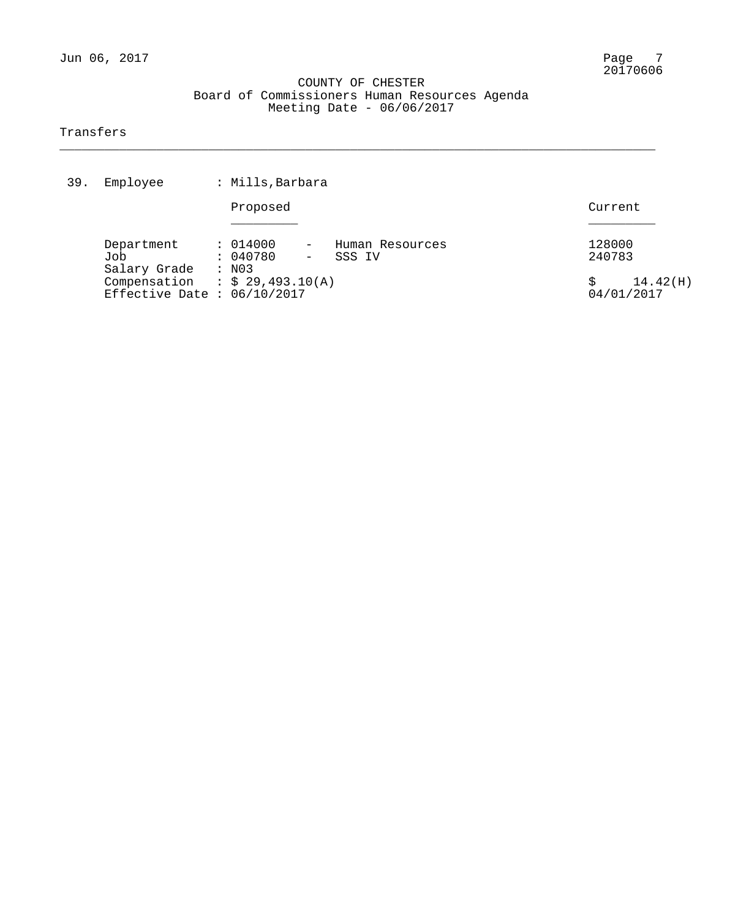COUNTY OF CHESTER
Board of Commissioners Human Resources Agenda
Meeting Date - 06/06/2017

Transfers

39. Employee : Mills,Barbara

| | Proposed | Current |
|---|---|---|
| Department | : 014000 - Human Resources | 128000 |
| Job | : 040780 - SSS IV | 240783 |
| Salary Grade | : N03 | |
| Compensation | : $ 29,493.10(A) | $ 14.42(H) |
| Effective Date | : 06/10/2017 | 04/01/2017 |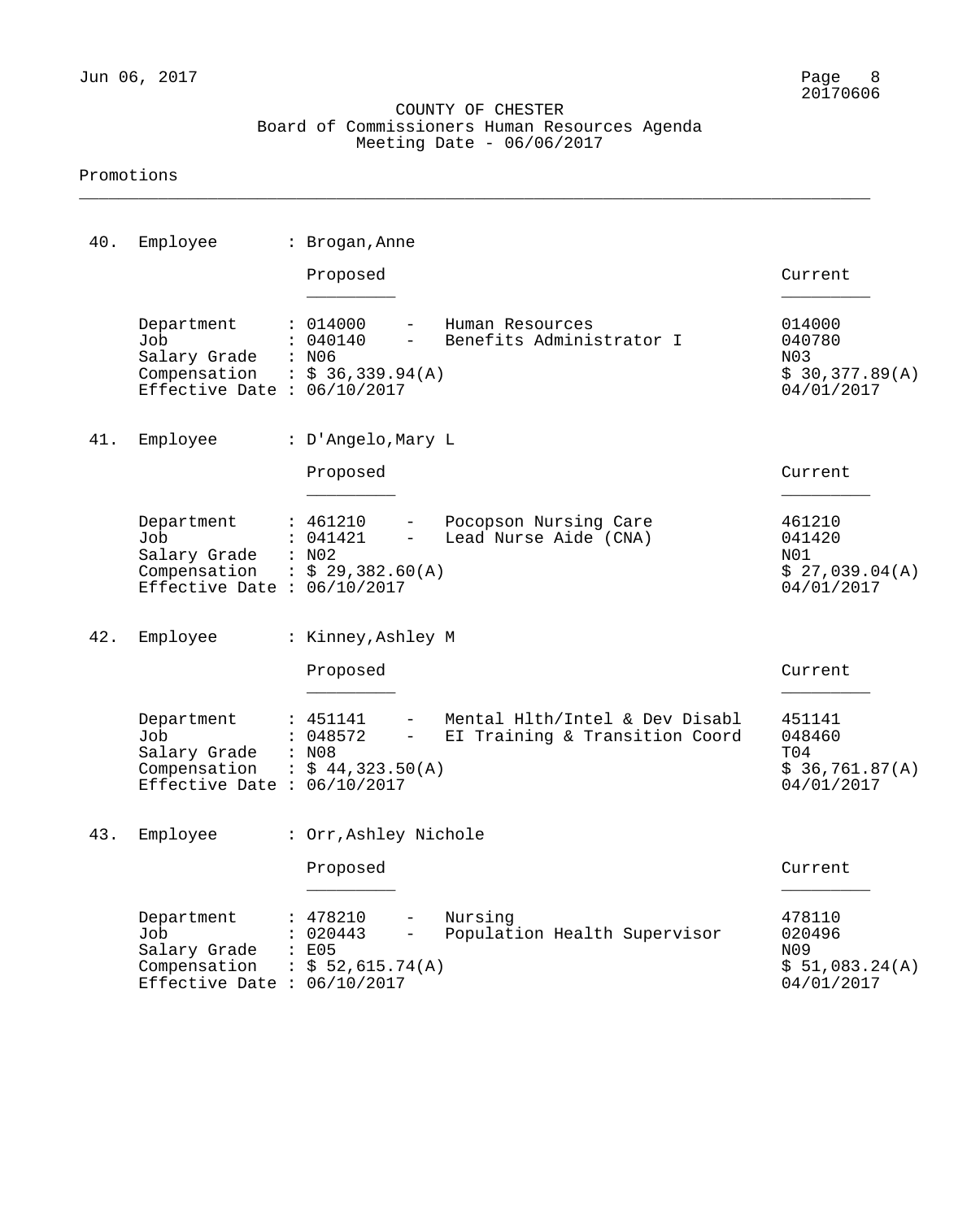COUNTY OF CHESTER
Board of Commissioners Human Resources Agenda
Meeting Date - 06/06/2017

Promotions

**40. Employee : Brogan,Anne**

| | Proposed | | Current |
|---|---|---|---|
| Department | 014000 | Human Resources | 014000 |
| Job | 040140 | Benefits Administrator I | 040780 |
| Salary Grade | N06 | | N03 |
| Compensation | $ 36,339.94(A) | | $ 30,377.89(A) |
| Effective Date | 06/10/2017 | | 04/01/2017 |

**41. Employee : D'Angelo,Mary L**

| | Proposed | | Current |
|---|---|---|---|
| Department | 461210 | Pocopson Nursing Care | 461210 |
| Job | 041421 | Lead Nurse Aide (CNA) | 041420 |
| Salary Grade | N02 | | N01 |
| Compensation | $ 29,382.60(A) | | $ 27,039.04(A) |
| Effective Date | 06/10/2017 | | 04/01/2017 |

**42. Employee : Kinney,Ashley M**

| | Proposed | | Current |
|---|---|---|---|
| Department | 451141 | Mental Hlth/Intel & Dev Disabl | 451141 |
| Job | 048572 | EI Training & Transition Coord | 048460 |
| Salary Grade | N08 | | T04 |
| Compensation | $ 44,323.50(A) | | $ 36,761.87(A) |
| Effective Date | 06/10/2017 | | 04/01/2017 |

**43. Employee : Orr,Ashley Nichole**

| | Proposed | | Current |
|---|---|---|---|
| Department | 478210 | Nursing | 478110 |
| Job | 020443 | Population Health Supervisor | 020496 |
| Salary Grade | E05 | | N09 |
| Compensation | $ 52,615.74(A) | | $ 51,083.24(A) |
| Effective Date | 06/10/2017 | | 04/01/2017 |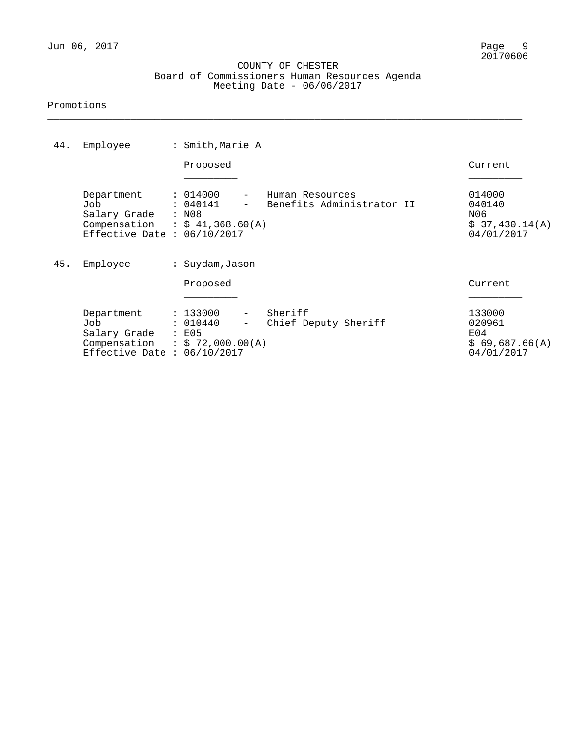COUNTY OF CHESTER
Board of Commissioners Human Resources Agenda
Meeting Date - 06/06/2017

Promotions

44. Employee : Smith,Marie A

| | Proposed | | Current |
|---|---|---|---|
| Department | : 014000 | - Human Resources | 014000 |
| Job | : 040141 | - Benefits Administrator II | 040140 |
| Salary Grade | : N08 | | N06 |
| Compensation | : $ 41,368.60(A) | | $ 37,430.14(A) |
| Effective Date | : 06/10/2017 | | 04/01/2017 |

45. Employee : Suydam,Jason

| | Proposed | | Current |
|---|---|---|---|
| Department | : 133000 | - Sheriff | 133000 |
| Job | : 010440 | - Chief Deputy Sheriff | 020961 |
| Salary Grade | : E05 | | E04 |
| Compensation | : $ 72,000.00(A) | | $ 69,687.66(A) |
| Effective Date | : 06/10/2017 | | 04/01/2017 |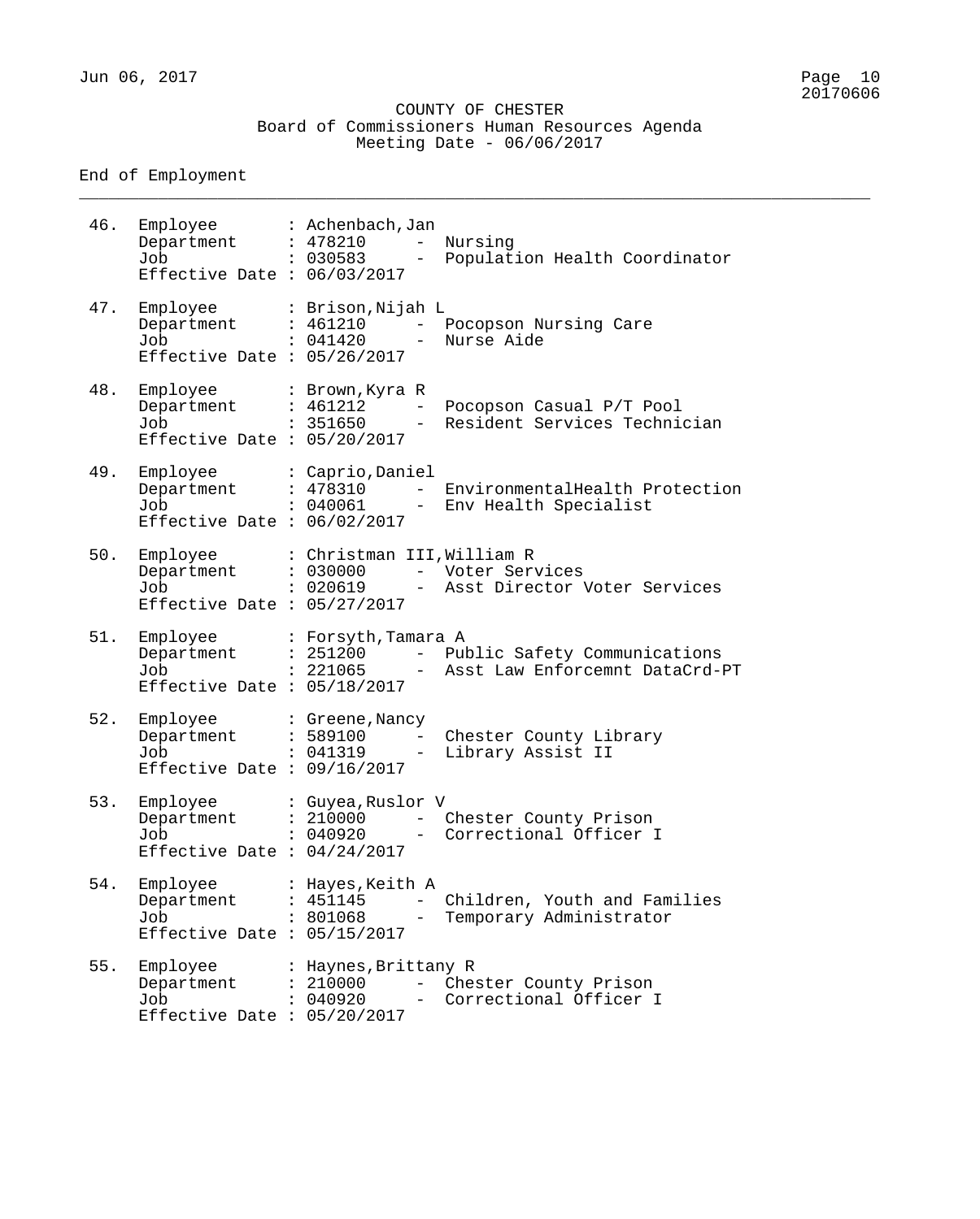COUNTY OF CHESTER
Board of Commissioners Human Resources Agenda
Meeting Date - 06/06/2017

End of Employment

46. Employee : Achenbach,Jan
    Department : 478210 - Nursing
    Job : 030583 - Population Health Coordinator
    Effective Date : 06/03/2017

47. Employee : Brison,Nijah L
    Department : 461210 - Pocopson Nursing Care
    Job : 041420 - Nurse Aide
    Effective Date : 05/26/2017

48. Employee : Brown,Kyra R
    Department : 461212 - Pocopson Casual P/T Pool
    Job : 351650 - Resident Services Technician
    Effective Date : 05/20/2017

49. Employee : Caprio,Daniel
    Department : 478310 - EnvironmentalHealth Protection
    Job : 040061 - Env Health Specialist
    Effective Date : 06/02/2017

50. Employee : Christman III,William R
    Department : 030000 - Voter Services
    Job : 020619 - Asst Director Voter Services
    Effective Date : 05/27/2017

51. Employee : Forsyth,Tamara A
    Department : 251200 - Public Safety Communications
    Job : 221065 - Asst Law Enforcemnt DataCrd-PT
    Effective Date : 05/18/2017

52. Employee : Greene,Nancy
    Department : 589100 - Chester County Library
    Job : 041319 - Library Assist II
    Effective Date : 09/16/2017

53. Employee : Guyea,Ruslor V
    Department : 210000 - Chester County Prison
    Job : 040920 - Correctional Officer I
    Effective Date : 04/24/2017

54. Employee : Hayes,Keith A
    Department : 451145 - Children, Youth and Families
    Job : 801068 - Temporary Administrator
    Effective Date : 05/15/2017

55. Employee : Haynes,Brittany R
    Department : 210000 - Chester County Prison
    Job : 040920 - Correctional Officer I
    Effective Date : 05/20/2017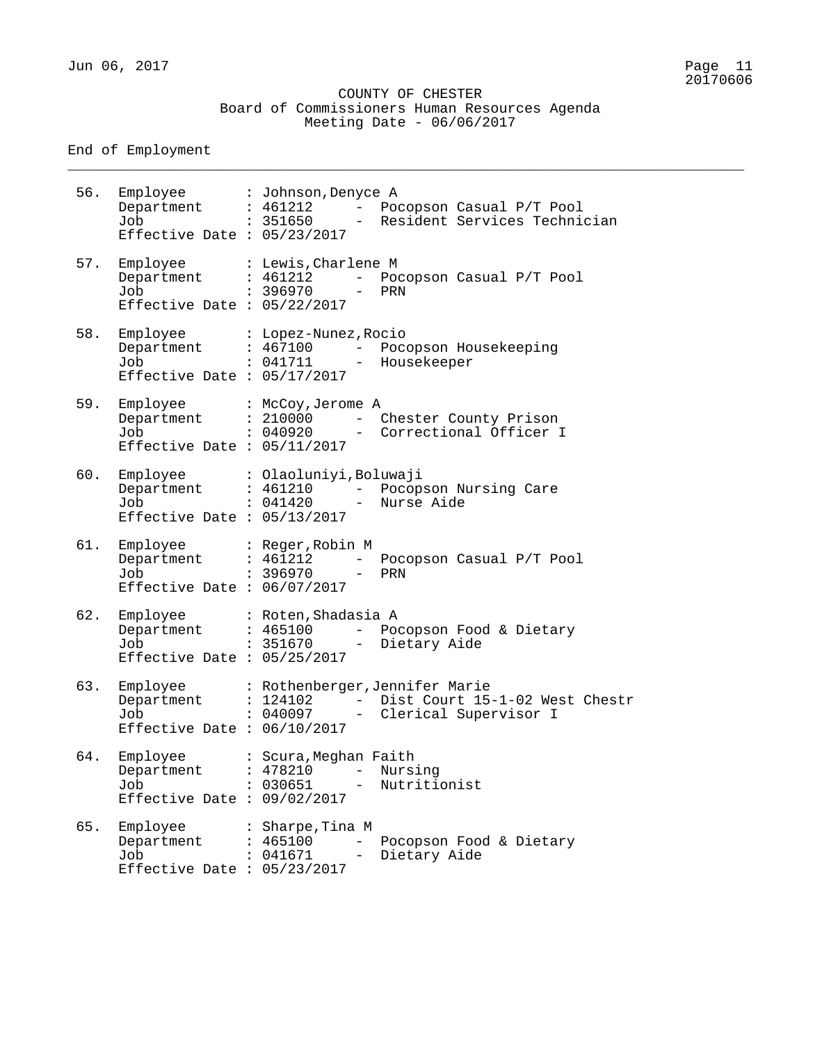COUNTY OF CHESTER
Board of Commissioners Human Resources Agenda
Meeting Date - 06/06/2017

End of Employment

---

56. Employee : Johnson,Denyce A
    Department : 461212 - Pocopson Casual P/T Pool
    Job : 351650 - Resident Services Technician
    Effective Date : 05/23/2017

57. Employee : Lewis,Charlene M
    Department : 461212 - Pocopson Casual P/T Pool
    Job : 396970 - PRN
    Effective Date : 05/22/2017

58. Employee : Lopez-Nunez,Rocio
    Department : 467100 - Pocopson Housekeeping
    Job : 041711 - Housekeeper
    Effective Date : 05/17/2017

59. Employee : McCoy,Jerome A
    Department : 210000 - Chester County Prison
    Job : 040920 - Correctional Officer I
    Effective Date : 05/11/2017

60. Employee : Olaoluniyi,Boluwaji
    Department : 461210 - Pocopson Nursing Care
    Job : 041420 - Nurse Aide
    Effective Date : 05/13/2017

61. Employee : Reger,Robin M
    Department : 461212 - Pocopson Casual P/T Pool
    Job : 396970 - PRN
    Effective Date : 06/07/2017

62. Employee : Roten,Shadasia A
    Department : 465100 - Pocopson Food & Dietary
    Job : 351670 - Dietary Aide
    Effective Date : 05/25/2017

63. Employee : Rothenberger,Jennifer Marie
    Department : 124102 - Dist Court 15-1-02 West Chestr
    Job : 040097 - Clerical Supervisor I
    Effective Date : 06/10/2017

64. Employee : Scura,Meghan Faith
    Department : 478210 - Nursing
    Job : 030651 - Nutritionist
    Effective Date : 09/02/2017

65. Employee : Sharpe,Tina M
    Department : 465100 - Pocopson Food & Dietary
    Job : 041671 - Dietary Aide
    Effective Date : 05/23/2017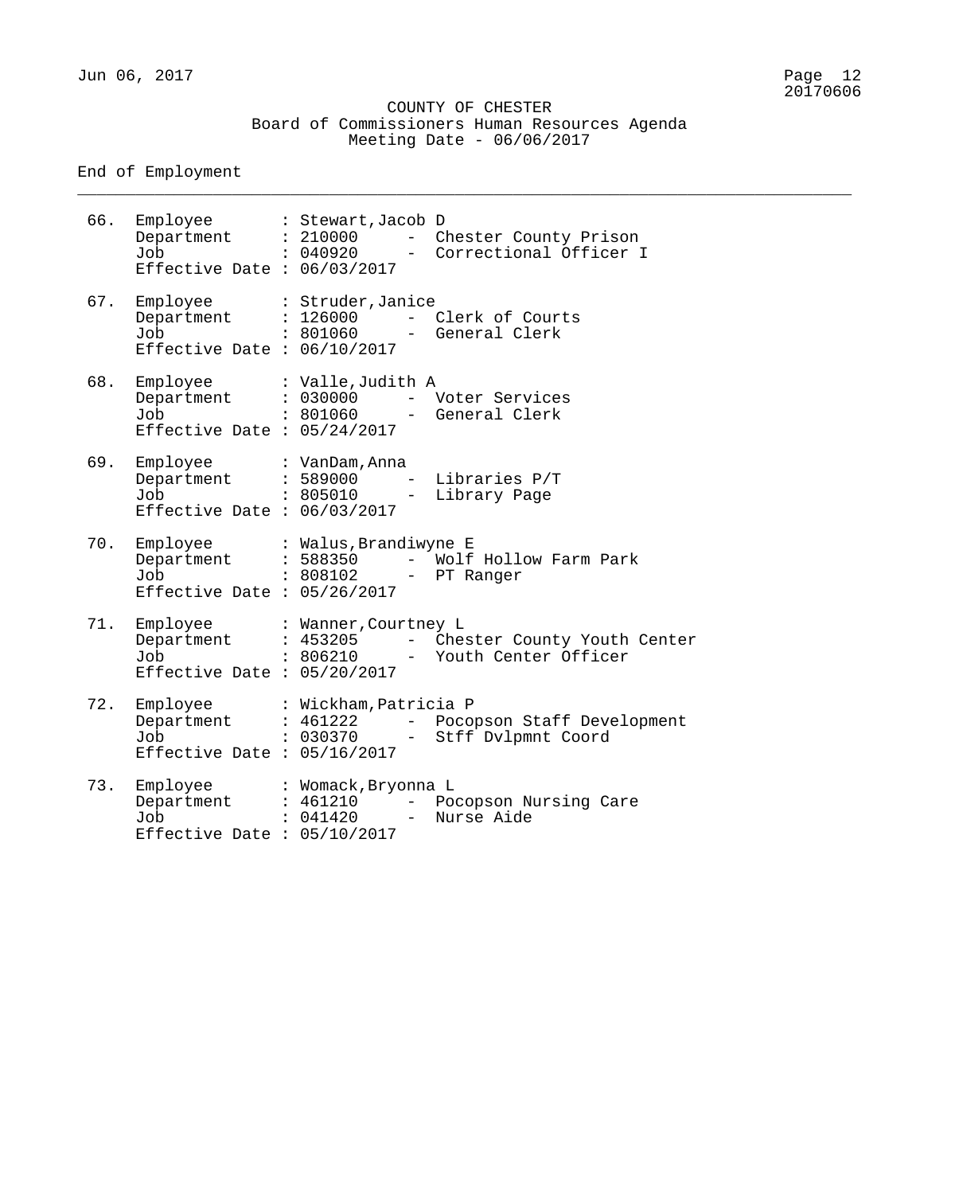COUNTY OF CHESTER
Board of Commissioners Human Resources Agenda
Meeting Date - 06/06/2017

End of Employment

66. Employee : Stewart,Jacob D
    Department : 210000 - Chester County Prison
    Job : 040920 - Correctional Officer I
    Effective Date : 06/03/2017

67. Employee : Struder,Janice
    Department : 126000 - Clerk of Courts
    Job : 801060 - General Clerk
    Effective Date : 06/10/2017

68. Employee : Valle,Judith A
    Department : 030000 - Voter Services
    Job : 801060 - General Clerk
    Effective Date : 05/24/2017

69. Employee : VanDam,Anna
    Department : 589000 - Libraries P/T
    Job : 805010 - Library Page
    Effective Date : 06/03/2017

70. Employee : Walus,Brandiwyne E
    Department : 588350 - Wolf Hollow Farm Park
    Job : 808102 - PT Ranger
    Effective Date : 05/26/2017

71. Employee : Wanner,Courtney L
    Department : 453205 - Chester County Youth Center
    Job : 806210 - Youth Center Officer
    Effective Date : 05/20/2017

72. Employee : Wickham,Patricia P
    Department : 461222 - Pocopson Staff Development
    Job : 030370 - Stff Dvlpmnt Coord
    Effective Date : 05/16/2017

73. Employee : Womack,Bryonna L
    Department : 461210 - Pocopson Nursing Care
    Job : 041420 - Nurse Aide
    Effective Date : 05/10/2017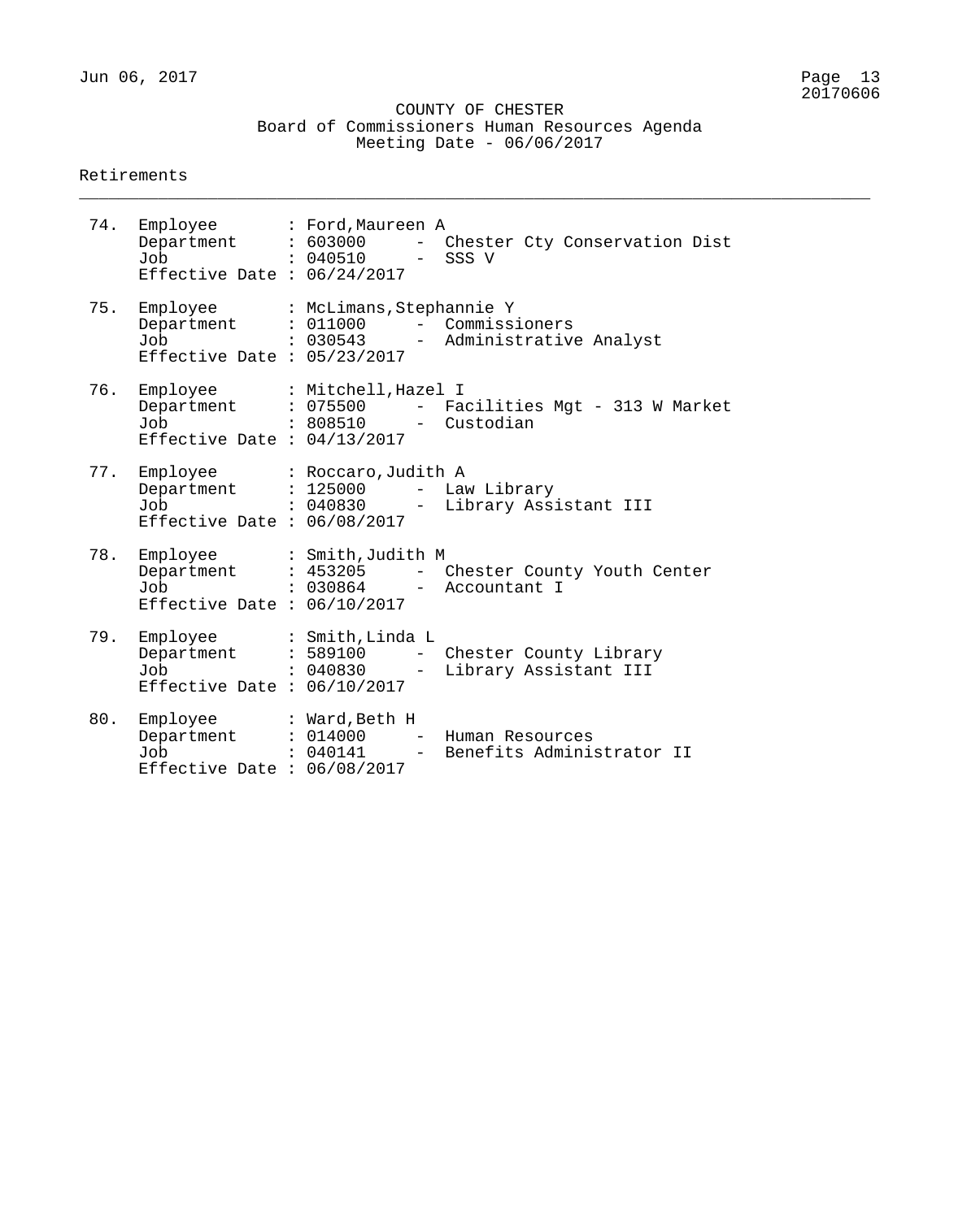COUNTY OF CHESTER
Board of Commissioners Human Resources Agenda
Meeting Date - 06/06/2017

## Retirements

74. Employee : Ford,Maureen A
    Department : 603000 - Chester Cty Conservation Dist
    Job : 040510 - SSS V
    Effective Date : 06/24/2017

75. Employee : McLimans,Stephannie Y
    Department : 011000 - Commissioners
    Job : 030543 - Administrative Analyst
    Effective Date : 05/23/2017

76. Employee : Mitchell,Hazel I
    Department : 075500 - Facilities Mgt - 313 W Market
    Job : 808510 - Custodian
    Effective Date : 04/13/2017

77. Employee : Roccaro,Judith A
    Department : 125000 - Law Library
    Job : 040830 - Library Assistant III
    Effective Date : 06/08/2017

78. Employee : Smith,Judith M
    Department : 453205 - Chester County Youth Center
    Job : 030864 - Accountant I
    Effective Date : 06/10/2017

79. Employee : Smith,Linda L
    Department : 589100 - Chester County Library
    Job : 040830 - Library Assistant III
    Effective Date : 06/10/2017

80. Employee : Ward,Beth H
    Department : 014000 - Human Resources
    Job : 040141 - Benefits Administrator II
    Effective Date : 06/08/2017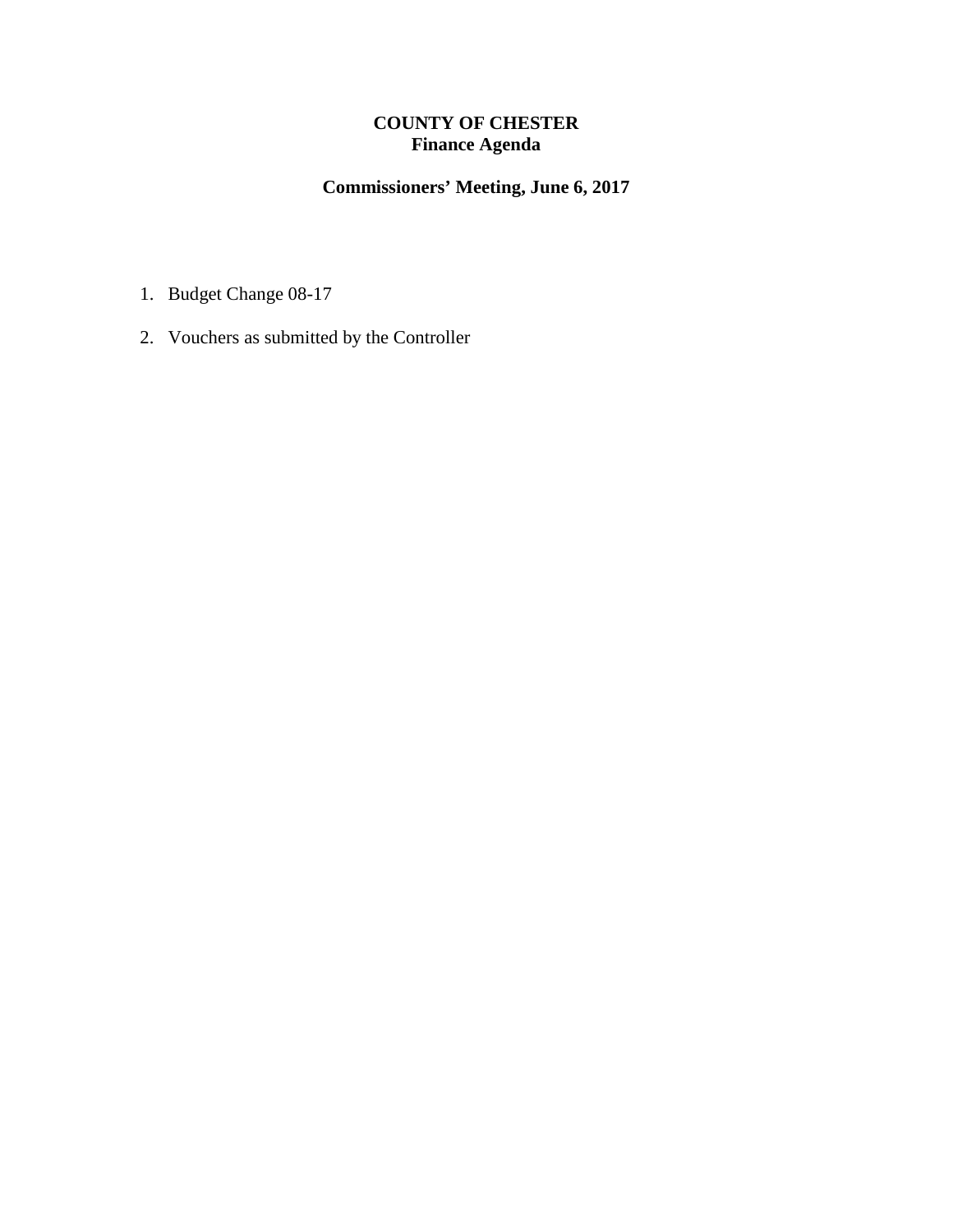**COUNTY OF CHESTER**
**Finance Agenda**

**Commissioners' Meeting, June 6, 2017**

1. Budget Change 08-17
2. Vouchers as submitted by the Controller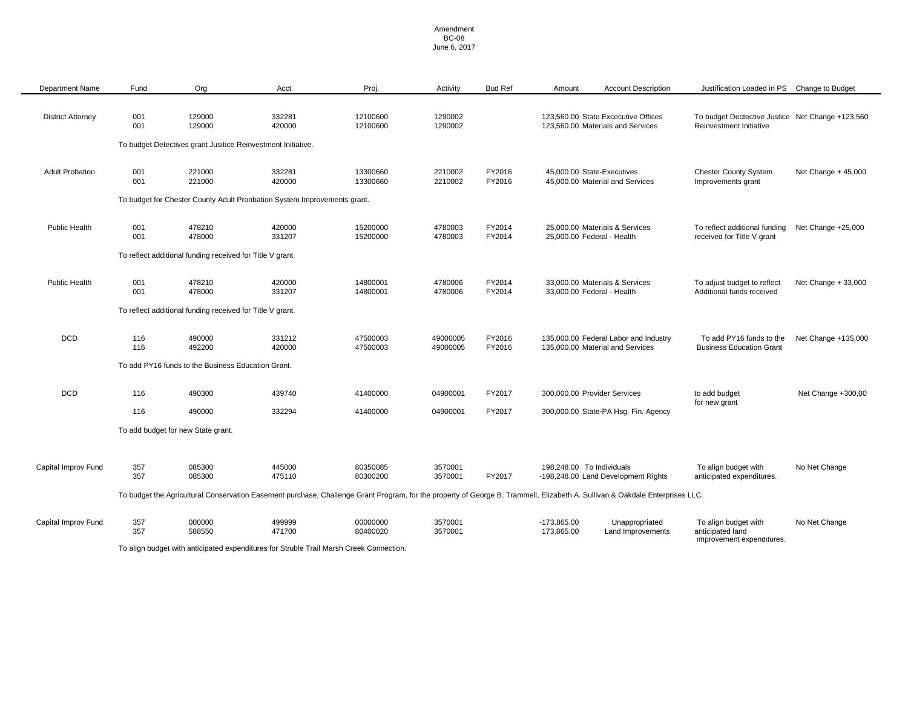Amendment
BC-08
June 6, 2017

| Department Name | Fund | Org | Acct | Proj. | Activity | Bud Ref | Amount | Account Description | Justification Loaded in PS | Change to Budget |
|---|---|---|---|---|---|---|---|---|---|---|
| District Attorney | 001 | 129000 | 332281 | 12100600 | 1290002 | | 123,560.00 | State Excecutive Offices | To budget Dectective Justice Reinvestment Initiative | Net Change +123,560 |
| | 001 | 129000 | 420000 | 12100600 | 1290002 | | 123,560.00 | Materials and Services | | |
| | To budget Detectives grant Jusitice Reinvestment Initiative. | | | | | | | | | |
| Adult Probation | 001 | 221000 | 332281 | 13300660 | 2210002 | FY2016 | 45,000.00 | State-Executives | Chester County System Improvements grant | Net Change + 45,000 |
| | 001 | 221000 | 420000 | 13300660 | 2210002 | FY2016 | 45,000.00 | Material and Services | | |
| | To budget for Chester County Adult Pronbation System Improvements grant. | | | | | | | | | |
| Public Health | 001 | 478210 | 420000 | 15200000 | 4780003 | FY2014 | 25,000.00 | Materials & Services | To reflect additional funding received for Title V grant | Net Change +25,000 |
| | 001 | 478000 | 331207 | 15200000 | 4780003 | FY2014 | 25,000.00 | Federal - Health | | |
| | To reflect additional funding received for Title V grant. | | | | | | | | | |
| Public Health | 001 | 478210 | 420000 | 14800001 | 4780006 | FY2014 | 33,000.00 | Materials & Services | To adjust budget to reflect Additional funds received | Net Change + 33,000 |
| | 001 | 478000 | 331207 | 14800001 | 4780006 | FY2014 | 33,000.00 | Federal - Health | | |
| | To reflect additional funding received for Title V grant. | | | | | | | | | |
| DCD | 116 | 490000 | 331212 | 47500003 | 49000005 | FY2016 | 135,000.00 | Federal Labor and Industry | To add PY16 funds to the Business Education Grant | Net Change +135,000 |
| | 116 | 492200 | 420000 | 47500003 | 49000005 | FY2016 | 135,000.00 | Material and Services | | |
| | To add PY16 funds to the Business Education Grant. | | | | | | | | | |
| DCD | 116 | 490300 | 439740 | 41400000 | 04900001 | FY2017 | 300,000.00 | Provider Services | to add budget for new grant | Net Change +300,00 |
| | 116 | 490000 | 332294 | 41400000 | 04900001 | FY2017 | 300,000.00 | State-PA Hsg. Fin. Agency | | |
| | To add budget for new State grant. | | | | | | | | | |
| Capital Improv Fund | 357 | 085300 | 445000 | 80350085 | 3570001 | | 198,248.00 | To Individuals | To align budget with anticipated expenditures. | No Net Change |
| | 357 | 085300 | 475110 | 80300200 | 3570001 | FY2017 | -198,248.00 | Land Development Rights | | |
| | To budget the Agricultural Conservation Easement purchase, Challenge Grant Program, for the property of George B. Trammell, Elizabeth A. Sullivan & Oakdale Enterprises LLC. | | | | | | | | | |
| Capital Improv Fund | 357 | 000000 | 499999 | 00000000 | 3570001 | | -173,865.00 | Unappropriated | To align budget with anticipated land improvement expenditures. | No Net Change |
| | 357 | 588550 | 471700 | 80400020 | 3570001 | | 173,865.00 | Land Improvements | | |
| | To align budget with anticipated expenditures for Struble Trail Marsh Creek Connection. | | | | | | | | | |